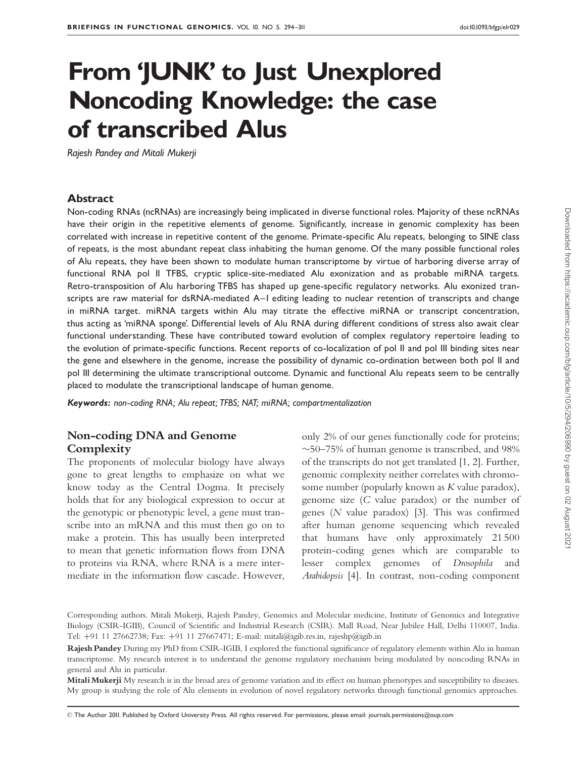# From 'JUNK' to Just Unexplored Noncoding Knowledge: the case of transcribed Alus

*Rajesh Pandey and Mitali Mukerji*

## Abstract

Non-coding RNAs (ncRNAs) are increasingly being implicated in diverse functional roles. Majority of these ncRNAs have their origin in the repetitive elements of genome. Significantly, increase in genomic complexity has been correlated with increase in repetitive content of the genome. Primate-specific Alu repeats, belonging to SINE class of repeats, is the most abundant repeat class inhabiting the human genome. Of the many possible functional roles of Alu repeats, they have been shown to modulate human transcriptome by virtue of harboring diverse array of functional RNA pol II TFBS, cryptic splice-site-mediated Alu exonization and as probable miRNA targets. Retro-transposition of Alu harboring TFBS has shaped up gene-specific regulatory networks. Alu exonized transcripts are raw material for dsRNA-mediated A–I editing leading to nuclear retention of transcripts and change in miRNA target. miRNA targets within Alu may titrate the effective miRNA or transcript concentration, thus acting as 'miRNA sponge'. Differential levels of Alu RNA during different conditions of stress also await clear functional understanding. These have contributed toward evolution of complex regulatory repertoire leading to the evolution of primate-specific functions. Recent reports of co-localization of pol II and pol III binding sites near the gene and elsewhere in the genome, increase the possibility of dynamic co-ordination between both pol II and pol III determining the ultimate transcriptional outcome. Dynamic and functional Alu repeats seem to be centrally placed to modulate the transcriptional landscape of human genome.

***Keywords:*** *non-coding RNA; Alu repeat; TFBS; NAT; miRNA; compartmentalization*

## Non-coding DNA and Genome Complexity

The proponents of molecular biology have always gone to great lengths to emphasize on what we know today as the Central Dogma. It precisely holds that for any biological expression to occur at the genotypic or phenotypic level, a gene must transcribe into an mRNA and this must then go on to make a protein. This has usually been interpreted to mean that genetic information flows from DNA to proteins via RNA, where RNA is a mere intermediate in the information flow cascade. However, only 2% of our genes functionally code for proteins; ~50–75% of human genome is transcribed, and 98% of the transcripts do not get translated [1, 2]. Further, genomic complexity neither correlates with chromosome number (popularly known as *K* value paradox), genome size (*C* value paradox) or the number of genes (*N* value paradox) [3]. This was confirmed after human genome sequencing which revealed that humans have only approximately 21 500 protein-coding genes which are comparable to lesser complex genomes of *Drosophila* and *Arabidopsis* [4]. In contrast, non-coding component

Corresponding authors. Mitali Mukerji, Rajesh Pandey, Genomics and Molecular medicine, Institute of Genomics and Integrative Biology (CSIR-IGIB), Council of Scientific and Industrial Research (CSIR). Mall Road, Near Jubilee Hall, Delhi 110007, India. Tel: +91 11 27662738; Fax: +91 11 27667471; E-mail: mitali@igib.res.in, rajeshp@igib.in

**Rajesh Pandey** During my PhD from CSIR-IGIB, I explored the functional significance of regulatory elements within Alu in human transcriptome. My research interest is to understand the genome regulatory mechanism being modulated by noncoding RNAs in general and Alu in particular.

**Mitali Mukerji** My research is in the broad area of genome variation and its effect on human phenotypes and susceptibility to diseases. My group is studying the role of Alu elements in evolution of novel regulatory networks through functional genomics approaches.

© The Author 2011. Published by Oxford University Press. All rights reserved. For permissions, please email: journals.permissions@oup.com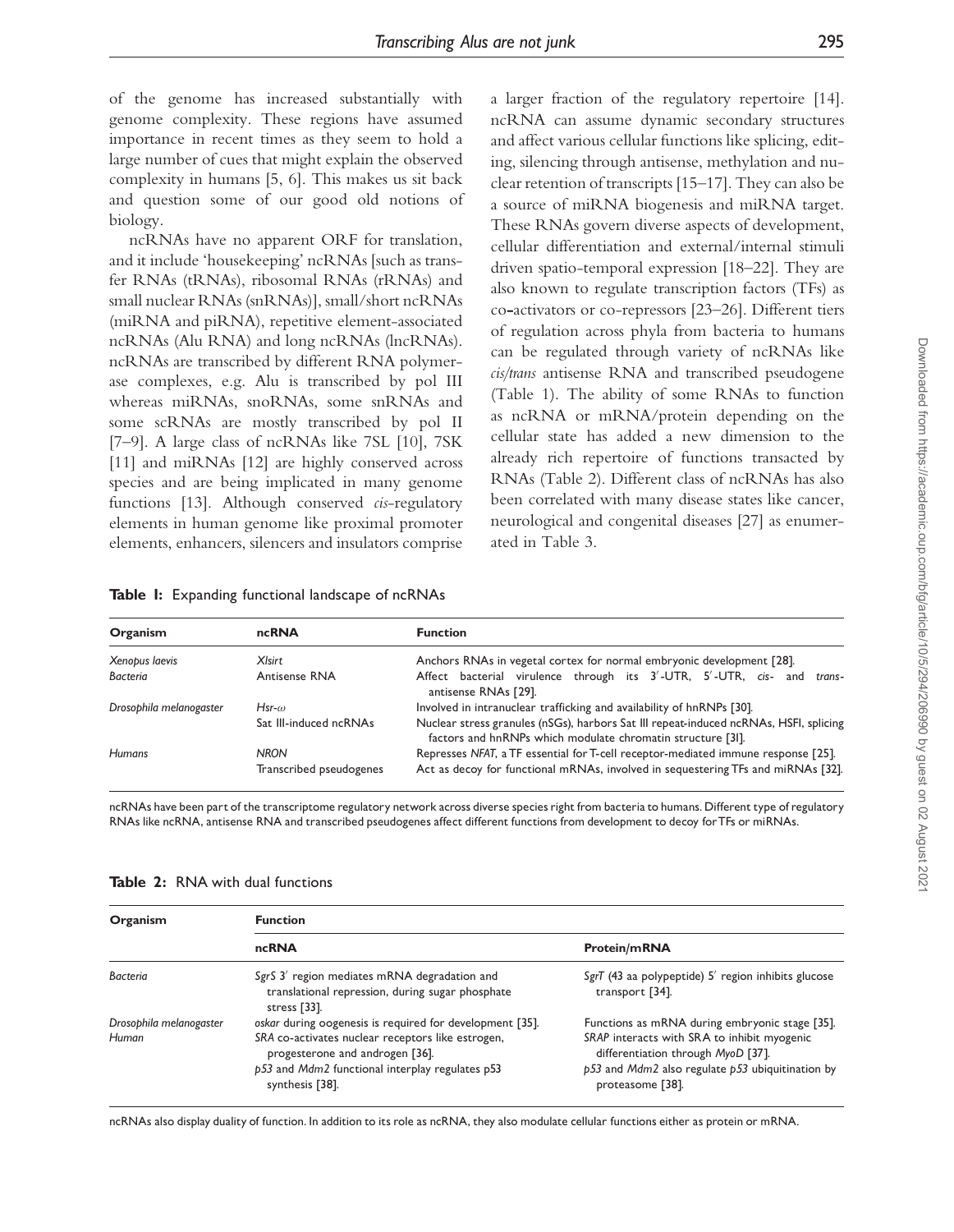of the genome has increased substantially with genome complexity. These regions have assumed importance in recent times as they seem to hold a large number of cues that might explain the observed complexity in humans [5, 6]. This makes us sit back and question some of our good old notions of biology.

ncRNAs have no apparent ORF for translation, and it include 'housekeeping' ncRNAs [such as transfer RNAs (tRNAs), ribosomal RNAs (rRNAs) and small nuclear RNAs (snRNAs)], small/short ncRNAs (miRNA and piRNA), repetitive element-associated ncRNAs (Alu RNA) and long ncRNAs (lncRNAs). ncRNAs are transcribed by different RNA polymerase complexes, e.g. Alu is transcribed by pol III whereas miRNAs, snoRNAs, some snRNAs and some scRNAs are mostly transcribed by pol II [7–9]. A large class of ncRNAs like 7SL [10], 7SK [11] and miRNAs [12] are highly conserved across species and are being implicated in many genome functions [13]. Although conserved *cis*-regulatory elements in human genome like proximal promoter elements, enhancers, silencers and insulators comprise a larger fraction of the regulatory repertoire [14]. ncRNA can assume dynamic secondary structures and affect various cellular functions like splicing, editing, silencing through antisense, methylation and nuclear retention of transcripts [15–17]. They can also be a source of miRNA biogenesis and miRNA target. These RNAs govern diverse aspects of development, cellular differentiation and external/internal stimuli driven spatio-temporal expression [18–22]. They are also known to regulate transcription factors (TFs) as co-activators or co-repressors [23–26]. Different tiers of regulation across phyla from bacteria to humans can be regulated through variety of ncRNAs like *cis/trans* antisense RNA and transcribed pseudogene (Table 1). The ability of some RNAs to function as ncRNA or mRNA/protein depending on the cellular state has added a new dimension to the already rich repertoire of functions transacted by RNAs (Table 2). Different class of ncRNAs has also been correlated with many disease states like cancer, neurological and congenital diseases [27] as enumerated in Table 3.

**Table 1:** Expanding functional landscape of ncRNAs

| Organism | ncRNA | Function |
|---|---|---|
| *Xenopus laevis* | *Xlsirt* | Anchors RNAs in vegetal cortex for normal embryonic development [28]. |
| *Bacteria* | Antisense RNA | Affect bacterial virulence through its 3′-UTR, 5′-UTR, *cis*- and *trans*-antisense RNAs [29]. |
| *Drosophila melanogaster* | *Hsr-ω* | Involved in intranuclear trafficking and availability of hnRNPs [30]. |
| | Sat III-induced ncRNAs | Nuclear stress granules (nSGs), harbors Sat III repeat-induced ncRNAs, HSFI, splicing factors and hnRNPs which modulate chromatin structure [31]. |
| *Humans* | *NRON* | Represses *NFAT*, a TF essential for T-cell receptor-mediated immune response [25]. |
| | Transcribed pseudogenes | Act as decoy for functional mRNAs, involved in sequestering TFs and miRNAs [32]. |

ncRNAs have been part of the transcriptome regulatory network across diverse species right from bacteria to humans. Different type of regulatory RNAs like ncRNA, antisense RNA and transcribed pseudogenes affect different functions from development to decoy for TFs or miRNAs.

**Table 2:** RNA with dual functions

| Organism | Function | |
|---|---|---|
| | **ncRNA** | **Protein/mRNA** |
| *Bacteria* | *SgrS* 3′ region mediates mRNA degradation and translational repression, during sugar phosphate stress [33]. | *SgrT* (43 aa polypeptide) 5′ region inhibits glucose transport [34]. |
| *Drosophila melanogaster* | *oskar* during oogenesis is required for development [35]. | Functions as mRNA during embryonic stage [35]. |
| Human | *SRA* co-activates nuclear receptors like estrogen, progesterone and androgen [36]. | *SRAP* interacts with SRA to inhibit myogenic differentiation through *MyoD* [37]. |
| | *p53* and *Mdm2* functional interplay regulates p53 synthesis [38]. | *p53* and *Mdm2* also regulate *p53* ubiquitination by proteasome [38]. |

ncRNAs also display duality of function. In addition to its role as ncRNA, they also modulate cellular functions either as protein or mRNA.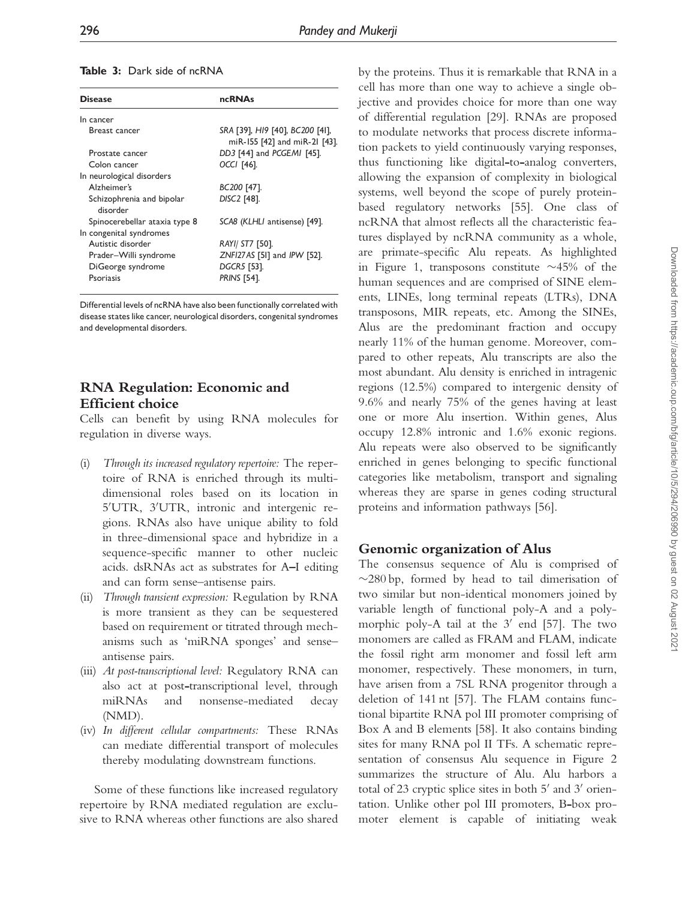**Table 3:** Dark side of ncRNA

| Disease | ncRNAs |
|---|---|
| In cancer | |
| Breast cancer | *SRA* [39], *H19* [40], *BC200* [41], miR-155 [42] and miR-21 [43]. |
| Prostate cancer | *DD3* [44] and *PCGEM1* [45]. |
| Colon cancer | *OCC1* [46]. |
| In neurological disorders | |
| Alzheimer's | *BC200* [47]. |
| Schizophrenia and bipolar disorder | *DISC2* [48]. |
| Spinocerebellar ataxia type 8 | *SCA8* (*KLHL1* antisense) [49]. |
| In congenital syndromes | |
| Autistic disorder | *RAY1*/ *ST7* [50]. |
| Prader–Willi syndrome | *ZNF127AS* [51] and *IPW* [52]. |
| DiGeorge syndrome | *DGCR5* [53]. |
| Psoriasis | *PRINS* [54]. |

Differential levels of ncRNA have also been functionally correlated with disease states like cancer, neurological disorders, congenital syndromes and developmental disorders.

## RNA Regulation: Economic and Efficient choice

Cells can benefit by using RNA molecules for regulation in diverse ways.

- (i) *Through its increased regulatory repertoire:* The repertoire of RNA is enriched through its multi-dimensional roles based on its location in 5′UTR, 3′UTR, intronic and intergenic regions. RNAs also have unique ability to fold in three-dimensional space and hybridize in a sequence-specific manner to other nucleic acids. dsRNAs act as substrates for A–I editing and can form sense–antisense pairs.
- (ii) *Through transient expression:* Regulation by RNA is more transient as they can be sequestered based on requirement or titrated through mechanisms such as 'miRNA sponges' and sense–antisense pairs.
- (iii) *At post-transcriptional level:* Regulatory RNA can also act at post-transcriptional level, through miRNAs and nonsense-mediated decay (NMD).
- (iv) *In different cellular compartments:* These RNAs can mediate differential transport of molecules thereby modulating downstream functions.

Some of these functions like increased regulatory repertoire by RNA mediated regulation are exclusive to RNA whereas other functions are also shared by the proteins. Thus it is remarkable that RNA in a cell has more than one way to achieve a single objective and provides choice for more than one way of differential regulation [29]. RNAs are proposed to modulate networks that process discrete information packets to yield continuously varying responses, thus functioning like digital-to-analog converters, allowing the expansion of complexity in biological systems, well beyond the scope of purely protein-based regulatory networks [55]. One class of ncRNA that almost reflects all the characteristic features displayed by ncRNA community as a whole, are primate-specific Alu repeats. As highlighted in Figure 1, transposons constitute ~45% of the human sequences and are comprised of SINE elements, LINEs, long terminal repeats (LTRs), DNA transposons, MIR repeats, etc. Among the SINEs, Alus are the predominant fraction and occupy nearly 11% of the human genome. Moreover, compared to other repeats, Alu transcripts are also the most abundant. Alu density is enriched in intragenic regions (12.5%) compared to intergenic density of 9.6% and nearly 75% of the genes having at least one or more Alu insertion. Within genes, Alus occupy 12.8% intronic and 1.6% exonic regions. Alu repeats were also observed to be significantly enriched in genes belonging to specific functional categories like metabolism, transport and signaling whereas they are sparse in genes coding structural proteins and information pathways [56].

### Genomic organization of Alus

The consensus sequence of Alu is comprised of ~280 bp, formed by head to tail dimerisation of two similar but non-identical monomers joined by variable length of functional poly-A and a polymorphic poly-A tail at the 3′ end [57]. The two monomers are called as FRAM and FLAM, indicate the fossil right arm monomer and fossil left arm monomer, respectively. These monomers, in turn, have arisen from a 7SL RNA progenitor through a deletion of 141 nt [57]. The FLAM contains functional bipartite RNA pol III promoter comprising of Box A and B elements [58]. It also contains binding sites for many RNA pol II TFs. A schematic representation of consensus Alu sequence in Figure 2 summarizes the structure of Alu. Alu harbors a total of 23 cryptic splice sites in both 5′ and 3′ orientation. Unlike other pol III promoters, B-box promoter element is capable of initiating weak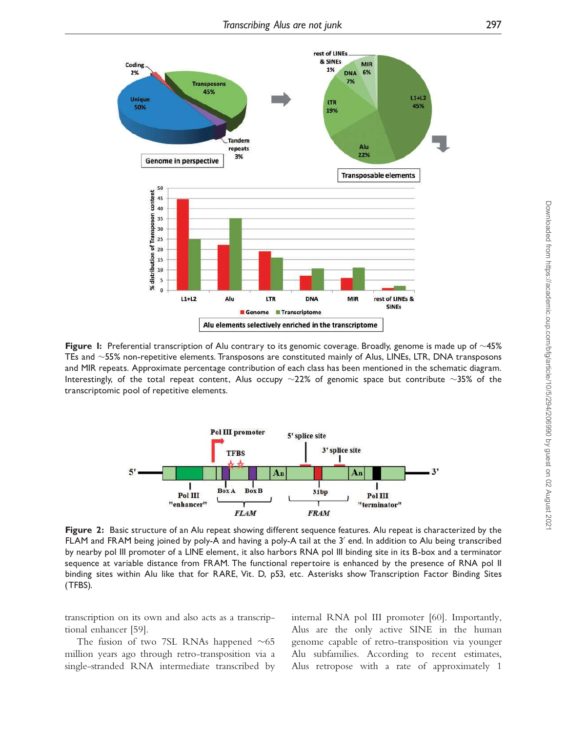**Figure 1:** Preferential transcription of Alu contrary to its genomic coverage. Broadly, genome is made up of ~45% TEs and ~55% non-repetitive elements. Transposons are constituted mainly of Alus, LINEs, LTR, DNA transposons and MIR repeats. Approximate percentage contribution of each class has been mentioned in the schematic diagram. Interestingly, of the total repeat content, Alus occupy ~22% of genomic space but contribute ~35% of the transcriptomic pool of repetitive elements.

**Figure 2:** Basic structure of an Alu repeat showing different sequence features. Alu repeat is characterized by the FLAM and FRAM being joined by poly-A and having a poly-A tail at the 3′ end. In addition to Alu being transcribed by nearby pol III promoter of a LINE element, it also harbors RNA pol III binding site in its B-box and a terminator sequence at variable distance from FRAM. The functional repertoire is enhanced by the presence of RNA pol II binding sites within Alu like that for RARE, Vit. D, p53, etc. Asterisks show Transcription Factor Binding Sites (TFBS).

transcription on its own and also acts as a transcriptional enhancer [59].

The fusion of two 7SL RNAs happened ~65 million years ago through retro-transposition via a single-stranded RNA intermediate transcribed by internal RNA pol III promoter [60]. Importantly, Alus are the only active SINE in the human genome capable of retro-transposition via younger Alu subfamilies. According to recent estimates, Alus retropose with a rate of approximately 1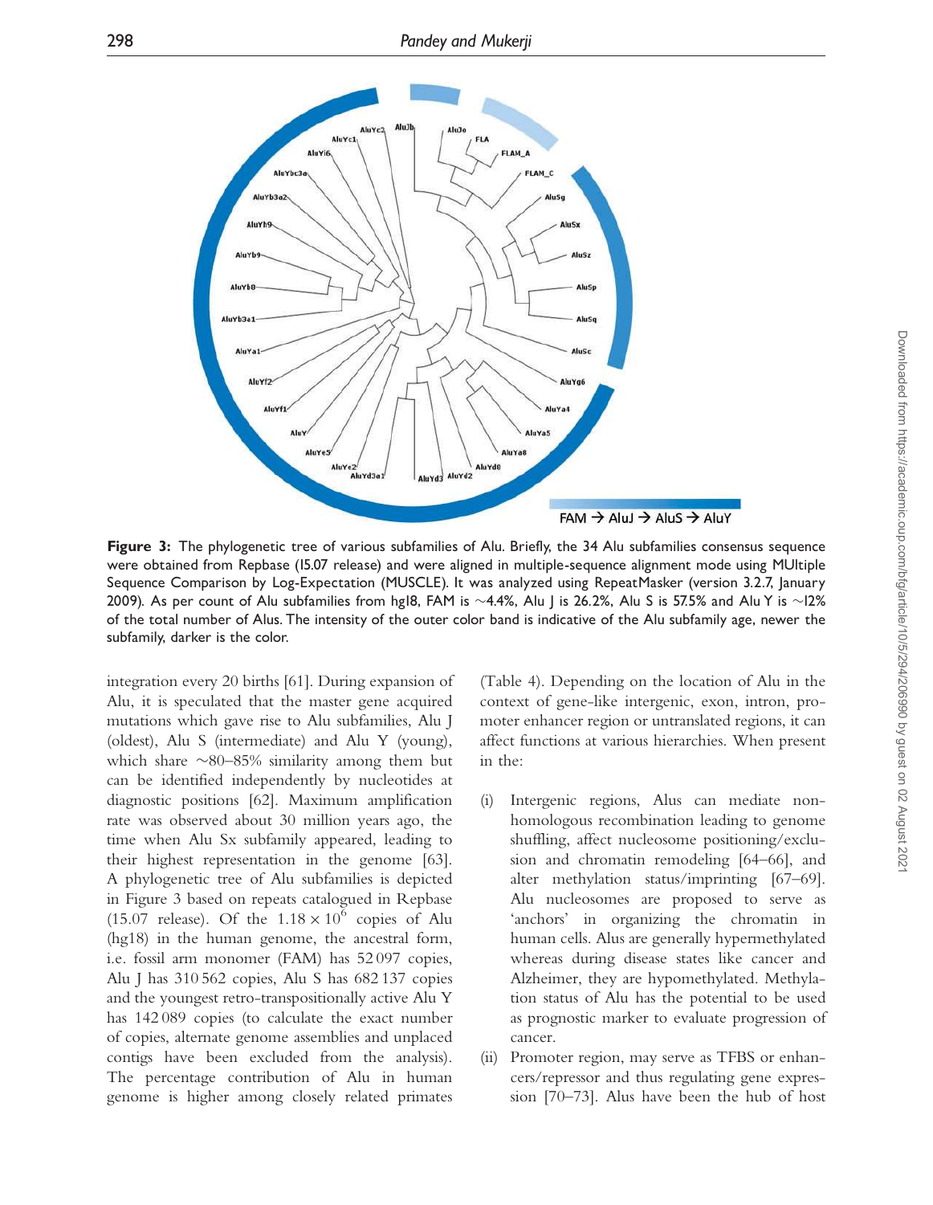**Figure 3:** The phylogenetic tree of various subfamilies of Alu. Briefly, the 34 Alu subfamilies consensus sequence were obtained from Repbase (15.07 release) and were aligned in multiple-sequence alignment mode using MUltiple Sequence Comparison by Log-Expectation (MUSCLE). It was analyzed using RepeatMasker (version 3.2.7, January 2009). As per count of Alu subfamilies from hg18, FAM is ~4.4%, Alu J is 26.2%, Alu S is 57.5% and Alu Y is ~12% of the total number of Alus. The intensity of the outer color band is indicative of the Alu subfamily age, newer the subfamily, darker is the color.

integration every 20 births [61]. During expansion of Alu, it is speculated that the master gene acquired mutations which gave rise to Alu subfamilies, Alu J (oldest), Alu S (intermediate) and Alu Y (young), which share ~80–85% similarity among them but can be identified independently by nucleotides at diagnostic positions [62]. Maximum amplification rate was observed about 30 million years ago, the time when Alu Sx subfamily appeared, leading to their highest representation in the genome [63]. A phylogenetic tree of Alu subfamilies is depicted in Figure 3 based on repeats catalogued in Repbase (15.07 release). Of the $1.18 \times 10^6$ copies of Alu (hg18) in the human genome, the ancestral form, i.e. fossil arm monomer (FAM) has 52 097 copies, Alu J has 310 562 copies, Alu S has 682 137 copies and the youngest retro-transpositionally active Alu Y has 142 089 copies (to calculate the exact number of copies, alternate genome assemblies and unplaced contigs have been excluded from the analysis). The percentage contribution of Alu in human genome is higher among closely related primates (Table 4). Depending on the location of Alu in the context of gene-like intergenic, exon, intron, promoter enhancer region or untranslated regions, it can affect functions at various hierarchies. When present in the:

(i) Intergenic regions, Alus can mediate non-homologous recombination leading to genome shuffling, affect nucleosome positioning/exclusion and chromatin remodeling [64–66], and alter methylation status/imprinting [67–69]. Alu nucleosomes are proposed to serve as 'anchors' in organizing the chromatin in human cells. Alus are generally hypermethylated whereas during disease states like cancer and Alzheimer, they are hypomethylated. Methylation status of Alu has the potential to be used as prognostic marker to evaluate progression of cancer.
(ii) Promoter region, may serve as TFBS or enhancers/repressor and thus regulating gene expression [70–73]. Alus have been the hub of host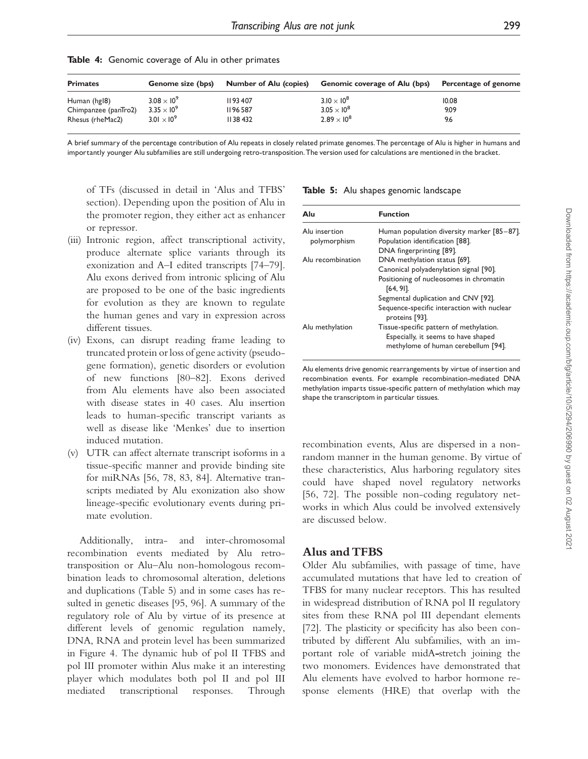**Table 4:** Genomic coverage of Alu in other primates

| Primates | Genome size (bps) | Number of Alu (copies) | Genomic coverage of Alu (bps) | Percentage of genome |
|---|---|---|---|---|
| Human (hg18) | $3.08 \times 10^9$ | 1193407 | $3.10 \times 10^8$ | 10.08 |
| Chimpanzee (panTro2) | $3.35 \times 10^9$ | 1196587 | $3.05 \times 10^8$ | 9.09 |
| Rhesus (rheMac2) | $3.01 \times 10^9$ | 1138432 | $2.89 \times 10^8$ | 9.6 |

A brief summary of the percentage contribution of Alu repeats in closely related primate genomes. The percentage of Alu is higher in humans and importantly younger Alu subfamilies are still undergoing retro-transposition. The version used for calculations are mentioned in the bracket.

of TFs (discussed in detail in 'Alus and TFBS' section). Depending upon the position of Alu in the promoter region, they either act as enhancer or repressor.

(iii) Intronic region, affect transcriptional activity, produce alternate splice variants through its exonization and A–I edited transcripts [74–79]. Alu exons derived from intronic splicing of Alu are proposed to be one of the basic ingredients for evolution as they are known to regulate the human genes and vary in expression across different tissues.

(iv) Exons, can disrupt reading frame leading to truncated protein or loss of gene activity (pseudogene formation), genetic disorders or evolution of new functions [80–82]. Exons derived from Alu elements have also been associated with disease states in 40 cases. Alu insertion leads to human-specific transcript variants as well as disease like 'Menkes' due to insertion induced mutation.

(v) UTR can affect alternate transcript isoforms in a tissue-specific manner and provide binding site for miRNAs [56, 78, 83, 84]. Alternative transcripts mediated by Alu exonization also show lineage-specific evolutionary events during primate evolution.

Additionally, intra- and inter-chromosomal recombination events mediated by Alu retrotransposition or Alu–Alu non-homologous recombination leads to chromosomal alteration, deletions and duplications (Table 5) and in some cases has resulted in genetic diseases [95, 96]. A summary of the regulatory role of Alu by virtue of its presence at different levels of genomic regulation namely, DNA, RNA and protein level has been summarized in Figure 4. The dynamic hub of pol II TFBS and pol III promoter within Alus make it an interesting player which modulates both pol II and pol III mediated transcriptional responses. Through recombination events, Alus are dispersed in a non-random manner in the human genome. By virtue of these characteristics, Alus harboring regulatory sites could have shaped novel regulatory networks [56, 72]. The possible non-coding regulatory networks in which Alus could be involved extensively are discussed below.

**Table 5:** Alu shapes genomic landscape

| Alu | Function |
|---|---|
| Alu insertion polymorphism | Human population diversity marker [85–87]. Population identification [88]. DNA fingerprinting [89]. |
| Alu recombination | DNA methylation status [69]. Canonical polyadenylation signal [90]. Positioning of nucleosomes in chromatin [64, 91]. Segmental duplication and CNV [92]. Sequence-specific interaction with nuclear proteins [93]. |
| Alu methylation | Tissue-specific pattern of methylation. Especially, it seems to have shaped methylome of human cerebellum [94]. |

Alu elements drive genomic rearrangements by virtue of insertion and recombination events. For example recombination-mediated DNA methylation imparts tissue-specific pattern of methylation which may shape the transcriptom in particular tissues.

## Alus and TFBS

Older Alu subfamilies, with passage of time, have accumulated mutations that have led to creation of TFBS for many nuclear receptors. This has resulted in widespread distribution of RNA pol II regulatory sites from these RNA pol III dependant elements [72]. The plasticity or specificity has also been contributed by different Alu subfamilies, with an important role of variable midA-stretch joining the two monomers. Evidences have demonstrated that Alu elements have evolved to harbor hormone response elements (HRE) that overlap with the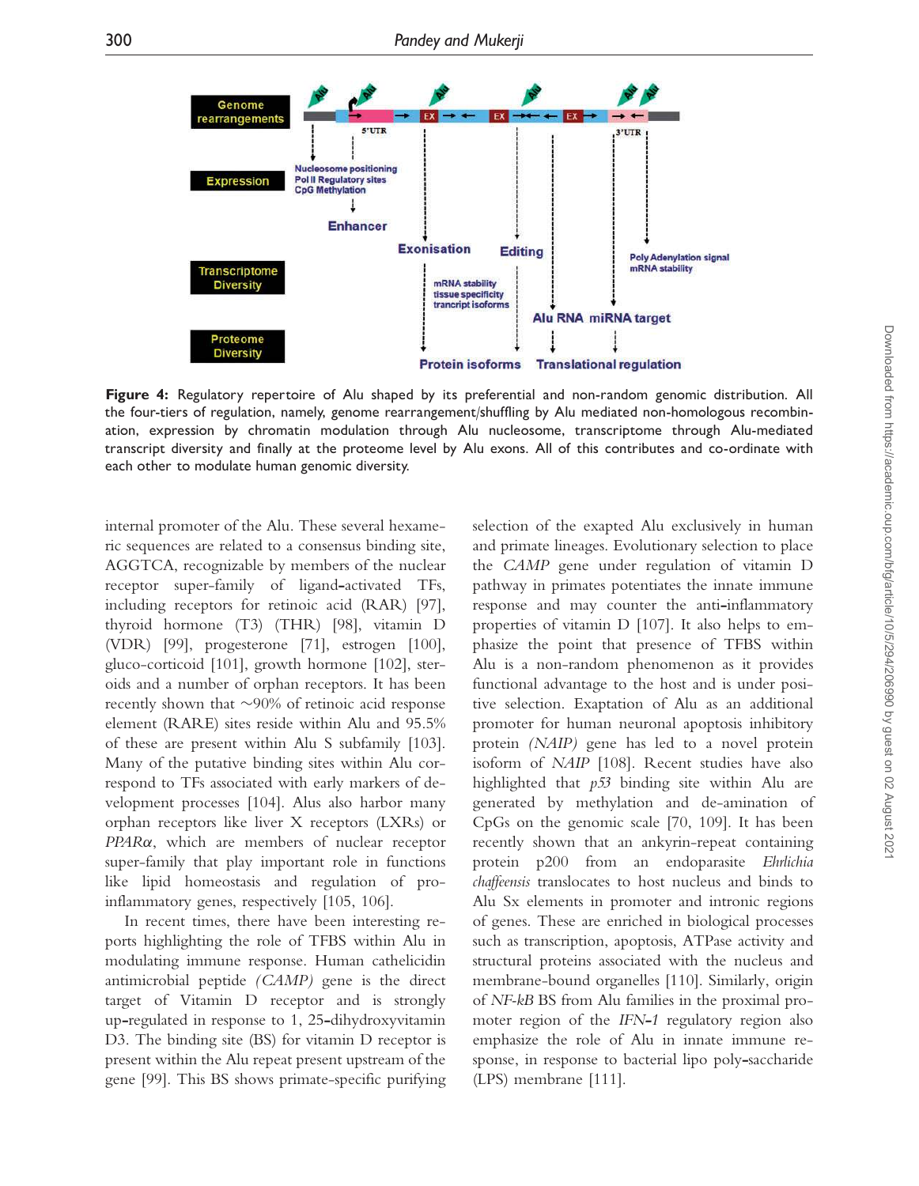**Figure 4:** Regulatory repertoire of Alu shaped by its preferential and non-random genomic distribution. All the four-tiers of regulation, namely, genome rearrangement/shuffling by Alu mediated non-homologous recombination, expression by chromatin modulation through Alu nucleosome, transcriptome through Alu-mediated transcript diversity and finally at the proteome level by Alu exons. All of this contributes and co-ordinate with each other to modulate human genomic diversity.

internal promoter of the Alu. These several hexameric sequences are related to a consensus binding site, AGGTCA, recognizable by members of the nuclear receptor super-family of ligand-activated TFs, including receptors for retinoic acid (RAR) [97], thyroid hormone (T3) (THR) [98], vitamin D (VDR) [99], progesterone [71], estrogen [100], gluco-corticoid [101], growth hormone [102], steroids and a number of orphan receptors. It has been recently shown that ~90% of retinoic acid response element (RARE) sites reside within Alu and 95.5% of these are present within Alu S subfamily [103]. Many of the putative binding sites within Alu correspond to TFs associated with early markers of development processes [104]. Alus also harbor many orphan receptors like liver X receptors (LXRs) or *PPARα*, which are members of nuclear receptor super-family that play important role in functions like lipid homeostasis and regulation of pro-inflammatory genes, respectively [105, 106].

In recent times, there have been interesting reports highlighting the role of TFBS within Alu in modulating immune response. Human cathelicidin antimicrobial peptide *(CAMP)* gene is the direct target of Vitamin D receptor and is strongly up-regulated in response to 1, 25-dihydroxyvitamin D3. The binding site (BS) for vitamin D receptor is present within the Alu repeat present upstream of the gene [99]. This BS shows primate-specific purifying selection of the exapted Alu exclusively in human and primate lineages. Evolutionary selection to place the *CAMP* gene under regulation of vitamin D pathway in primates potentiates the innate immune response and may counter the anti-inflammatory properties of vitamin D [107]. It also helps to emphasize the point that presence of TFBS within Alu is a non-random phenomenon as it provides functional advantage to the host and is under positive selection. Exaptation of Alu as an additional promoter for human neuronal apoptosis inhibitory protein *(NAIP)* gene has led to a novel protein isoform of *NAIP* [108]. Recent studies have also highlighted that *p53* binding site within Alu are generated by methylation and de-amination of CpGs on the genomic scale [70, 109]. It has been recently shown that an ankyrin-repeat containing protein p200 from an endoparasite *Ehrlichia chaffeensis* translocates to host nucleus and binds to Alu Sx elements in promoter and intronic regions of genes. These are enriched in biological processes such as transcription, apoptosis, ATPase activity and structural proteins associated with the nucleus and membrane-bound organelles [110]. Similarly, origin of *NF-kB* BS from Alu families in the proximal promoter region of the *IFN-1* regulatory region also emphasize the role of Alu in innate immune response, in response to bacterial lipo poly-saccharide (LPS) membrane [111].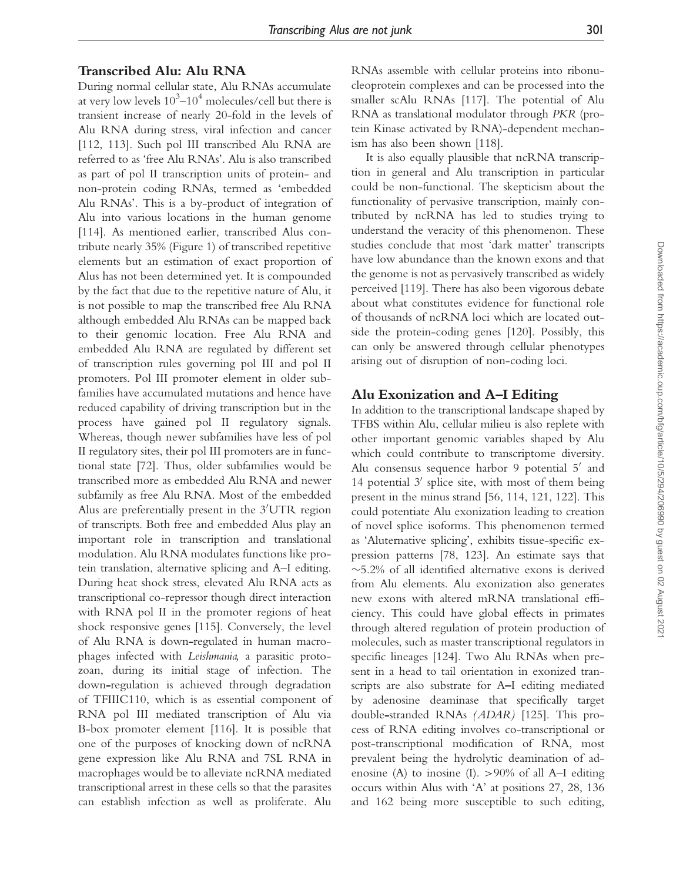## Transcribed Alu: Alu RNA

During normal cellular state, Alu RNAs accumulate at very low levels $10^3$–$10^4$ molecules/cell but there is transient increase of nearly 20-fold in the levels of Alu RNA during stress, viral infection and cancer [112, 113]. Such pol III transcribed Alu RNA are referred to as 'free Alu RNAs'. Alu is also transcribed as part of pol II transcription units of protein- and non-protein coding RNAs, termed as 'embedded Alu RNAs'. This is a by-product of integration of Alu into various locations in the human genome [114]. As mentioned earlier, transcribed Alus contribute nearly 35% (Figure 1) of transcribed repetitive elements but an estimation of exact proportion of Alus has not been determined yet. It is compounded by the fact that due to the repetitive nature of Alu, it is not possible to map the transcribed free Alu RNA although embedded Alu RNAs can be mapped back to their genomic location. Free Alu RNA and embedded Alu RNA are regulated by different set of transcription rules governing pol III and pol II promoters. Pol III promoter element in older subfamilies have accumulated mutations and hence have reduced capability of driving transcription but in the process have gained pol II regulatory signals. Whereas, though newer subfamilies have less of pol II regulatory sites, their pol III promoters are in functional state [72]. Thus, older subfamilies would be transcribed more as embedded Alu RNA and newer subfamily as free Alu RNA. Most of the embedded Alus are preferentially present in the 3′UTR region of transcripts. Both free and embedded Alus play an important role in transcription and translational modulation. Alu RNA modulates functions like protein translation, alternative splicing and A–I editing. During heat shock stress, elevated Alu RNA acts as transcriptional co-repressor though direct interaction with RNA pol II in the promoter regions of heat shock responsive genes [115]. Conversely, the level of Alu RNA is down-regulated in human macrophages infected with *Leishmania,* a parasitic protozoan, during its initial stage of infection. The down-regulation is achieved through degradation of TFIIIC110, which is as essential component of RNA pol III mediated transcription of Alu via B-box promoter element [116]. It is possible that one of the purposes of knocking down of ncRNA gene expression like Alu RNA and 7SL RNA in macrophages would be to alleviate ncRNA mediated transcriptional arrest in these cells so that the parasites can establish infection as well as proliferate. Alu RNAs assemble with cellular proteins into ribonucleoprotein complexes and can be processed into the smaller scAlu RNAs [117]. The potential of Alu RNA as translational modulator through *PKR* (protein Kinase activated by RNA)-dependent mechanism has also been shown [118].

It is also equally plausible that ncRNA transcription in general and Alu transcription in particular could be non-functional. The skepticism about the functionality of pervasive transcription, mainly contributed by ncRNA has led to studies trying to understand the veracity of this phenomenon. These studies conclude that most 'dark matter' transcripts have low abundance than the known exons and that the genome is not as pervasively transcribed as widely perceived [119]. There has also been vigorous debate about what constitutes evidence for functional role of thousands of ncRNA loci which are located outside the protein-coding genes [120]. Possibly, this can only be answered through cellular phenotypes arising out of disruption of non-coding loci.

## Alu Exonization and A–I Editing

In addition to the transcriptional landscape shaped by TFBS within Alu, cellular milieu is also replete with other important genomic variables shaped by Alu which could contribute to transcriptome diversity. Alu consensus sequence harbor 9 potential 5′ and 14 potential 3′ splice site, with most of them being present in the minus strand [56, 114, 121, 122]. This could potentiate Alu exonization leading to creation of novel splice isoforms. This phenomenon termed as 'Aluternative splicing', exhibits tissue-specific expression patterns [78, 123]. An estimate says that ~5.2% of all identified alternative exons is derived from Alu elements. Alu exonization also generates new exons with altered mRNA translational efficiency. This could have global effects in primates through altered regulation of protein production of molecules, such as master transcriptional regulators in specific lineages [124]. Two Alu RNAs when present in a head to tail orientation in exonized transcripts are also substrate for A–I editing mediated by adenosine deaminase that specifically target double-stranded RNAs *(ADAR)* [125]. This process of RNA editing involves co-transcriptional or post-transcriptional modification of RNA, most prevalent being the hydrolytic deamination of adenosine (A) to inosine (I). >90% of all A–I editing occurs within Alus with 'A' at positions 27, 28, 136 and 162 being more susceptible to such editing,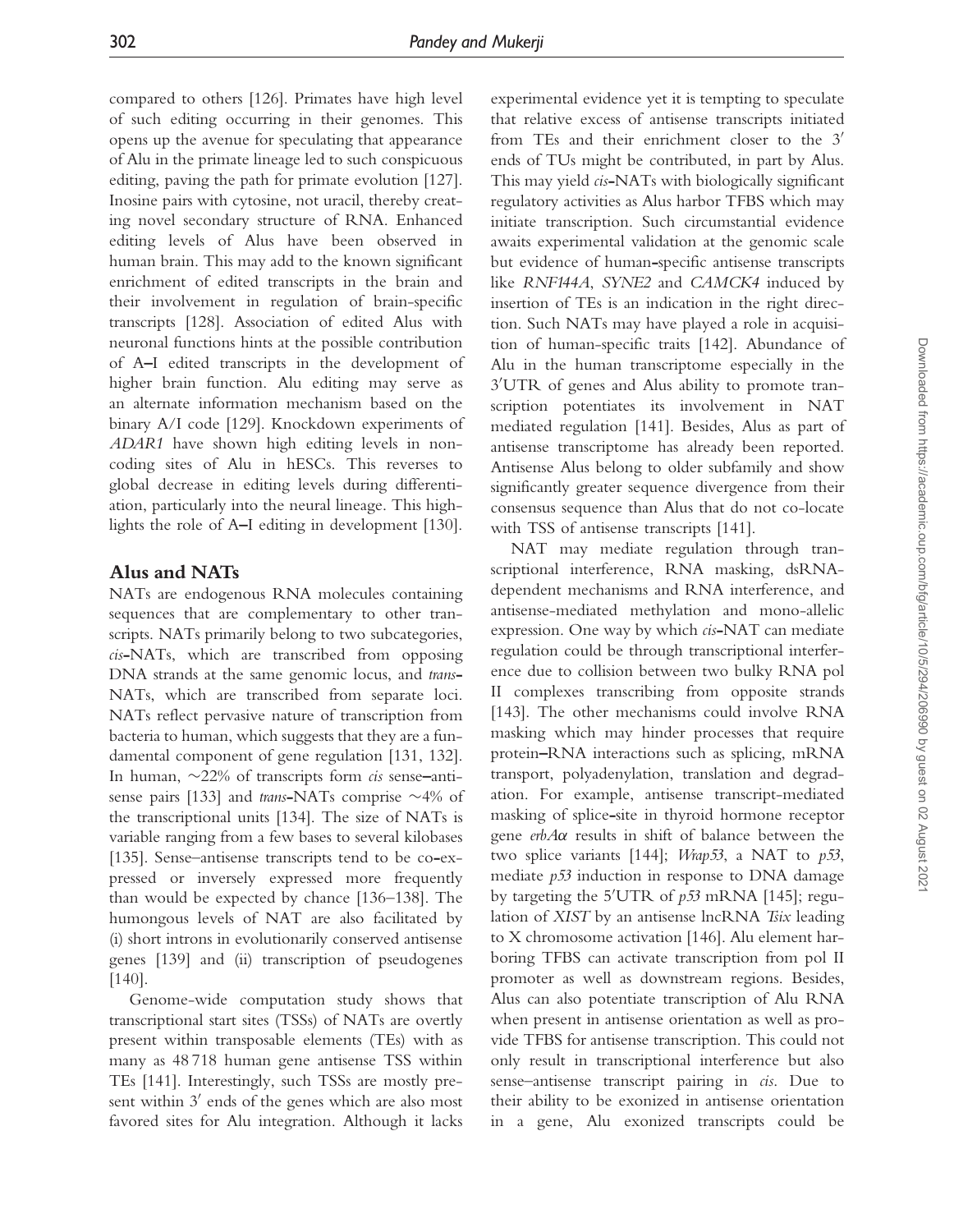compared to others [126]. Primates have high level of such editing occurring in their genomes. This opens up the avenue for speculating that appearance of Alu in the primate lineage led to such conspicuous editing, paving the path for primate evolution [127]. Inosine pairs with cytosine, not uracil, thereby creating novel secondary structure of RNA. Enhanced editing levels of Alus have been observed in human brain. This may add to the known significant enrichment of edited transcripts in the brain and their involvement in regulation of brain-specific transcripts [128]. Association of edited Alus with neuronal functions hints at the possible contribution of A–I edited transcripts in the development of higher brain function. Alu editing may serve as an alternate information mechanism based on the binary A/I code [129]. Knockdown experiments of *ADAR1* have shown high editing levels in non-coding sites of Alu in hESCs. This reverses to global decrease in editing levels during differentiation, particularly into the neural lineage. This highlights the role of A–I editing in development [130].

## Alus and NATs

NATs are endogenous RNA molecules containing sequences that are complementary to other transcripts. NATs primarily belong to two subcategories, *cis*-NATs, which are transcribed from opposing DNA strands at the same genomic locus, and *trans*-NATs, which are transcribed from separate loci. NATs reflect pervasive nature of transcription from bacteria to human, which suggests that they are a fundamental component of gene regulation [131, 132]. In human, ~22% of transcripts form *cis* sense–antisense pairs [133] and *trans*-NATs comprise ~4% of the transcriptional units [134]. The size of NATs is variable ranging from a few bases to several kilobases [135]. Sense–antisense transcripts tend to be co-expressed or inversely expressed more frequently than would be expected by chance [136–138]. The humongous levels of NAT are also facilitated by (i) short introns in evolutionarily conserved antisense genes [139] and (ii) transcription of pseudogenes [140].

Genome-wide computation study shows that transcriptional start sites (TSSs) of NATs are overtly present within transposable elements (TEs) with as many as 48 718 human gene antisense TSS within TEs [141]. Interestingly, such TSSs are mostly present within 3′ ends of the genes which are also most favored sites for Alu integration. Although it lacks experimental evidence yet it is tempting to speculate that relative excess of antisense transcripts initiated from TEs and their enrichment closer to the 3′ ends of TUs might be contributed, in part by Alus. This may yield *cis*-NATs with biologically significant regulatory activities as Alus harbor TFBS which may initiate transcription. Such circumstantial evidence awaits experimental validation at the genomic scale but evidence of human-specific antisense transcripts like *RNF144A*, *SYNE2* and *CAMCK4* induced by insertion of TEs is an indication in the right direction. Such NATs may have played a role in acquisition of human-specific traits [142]. Abundance of Alu in the human transcriptome especially in the 3′UTR of genes and Alus ability to promote transcription potentiates its involvement in NAT mediated regulation [141]. Besides, Alus as part of antisense transcriptome has already been reported. Antisense Alus belong to older subfamily and show significantly greater sequence divergence from their consensus sequence than Alus that do not co-locate with TSS of antisense transcripts [141].

NAT may mediate regulation through transcriptional interference, RNA masking, dsRNA-dependent mechanisms and RNA interference, and antisense-mediated methylation and mono-allelic expression. One way by which *cis*-NAT can mediate regulation could be through transcriptional interference due to collision between two bulky RNA pol II complexes transcribing from opposite strands [143]. The other mechanisms could involve RNA masking which may hinder processes that require protein–RNA interactions such as splicing, mRNA transport, polyadenylation, translation and degradation. For example, antisense transcript-mediated masking of splice-site in thyroid hormone receptor gene *erbAα* results in shift of balance between the two splice variants [144]; *Wrap53*, a NAT to *p53*, mediate *p53* induction in response to DNA damage by targeting the 5′UTR of *p53* mRNA [145]; regulation of *XIST* by an antisense lncRNA *Tsix* leading to X chromosome activation [146]. Alu element harboring TFBS can activate transcription from pol II promoter as well as downstream regions. Besides, Alus can also potentiate transcription of Alu RNA when present in antisense orientation as well as provide TFBS for antisense transcription. This could not only result in transcriptional interference but also sense–antisense transcript pairing in *cis*. Due to their ability to be exonized in antisense orientation in a gene, Alu exonized transcripts could be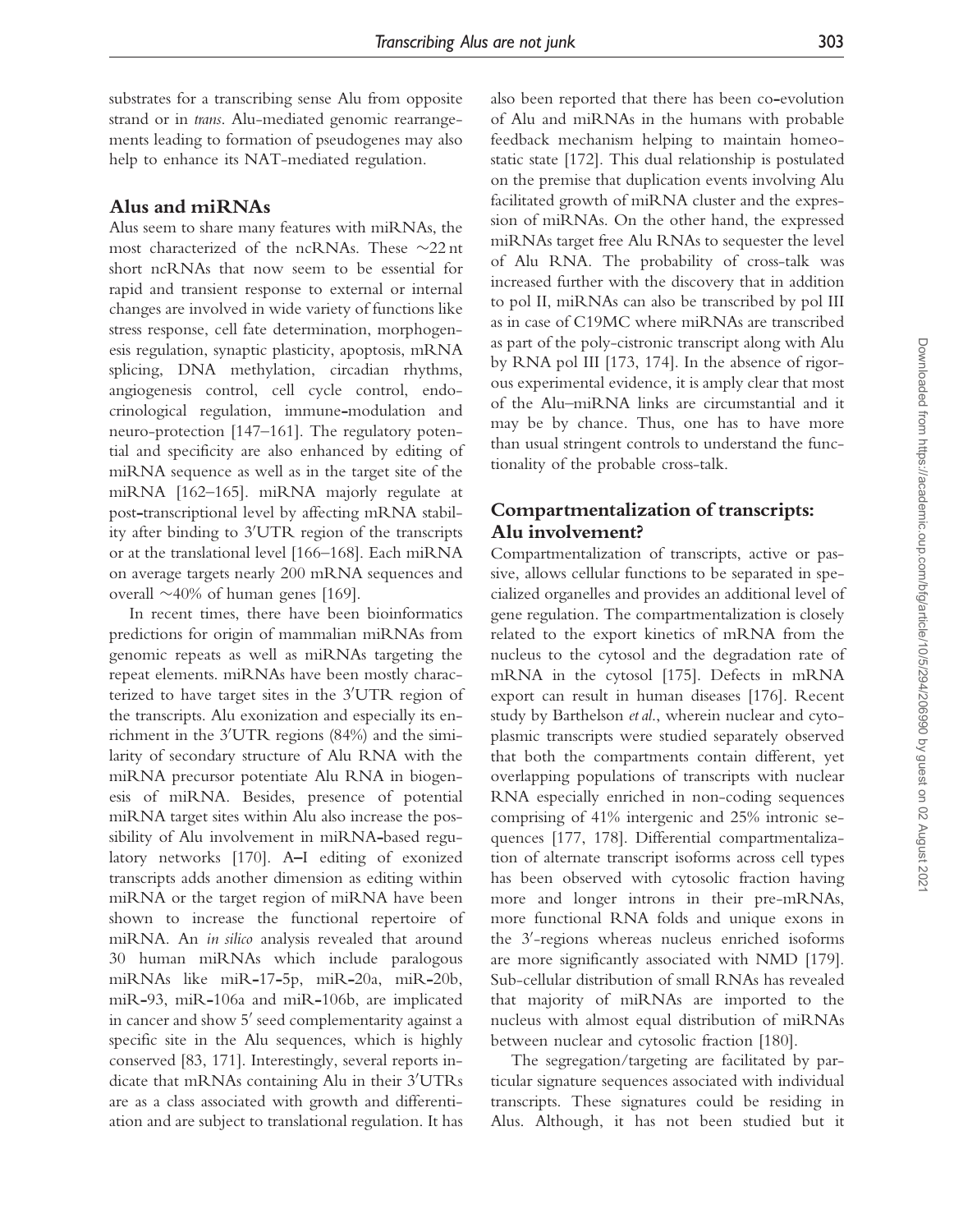substrates for a transcribing sense Alu from opposite strand or in *trans*. Alu-mediated genomic rearrangements leading to formation of pseudogenes may also help to enhance its NAT-mediated regulation.

## Alus and miRNAs

Alus seem to share many features with miRNAs, the most characterized of the ncRNAs. These ~22 nt short ncRNAs that now seem to be essential for rapid and transient response to external or internal changes are involved in wide variety of functions like stress response, cell fate determination, morphogenesis regulation, synaptic plasticity, apoptosis, mRNA splicing, DNA methylation, circadian rhythms, angiogenesis control, cell cycle control, endocrinological regulation, immune-modulation and neuro-protection [147–161]. The regulatory potential and specificity are also enhanced by editing of miRNA sequence as well as in the target site of the miRNA [162–165]. miRNA majorly regulate at post-transcriptional level by affecting mRNA stability after binding to 3′UTR region of the transcripts or at the translational level [166–168]. Each miRNA on average targets nearly 200 mRNA sequences and overall ~40% of human genes [169].

In recent times, there have been bioinformatics predictions for origin of mammalian miRNAs from genomic repeats as well as miRNAs targeting the repeat elements. miRNAs have been mostly characterized to have target sites in the 3′UTR region of the transcripts. Alu exonization and especially its enrichment in the 3′UTR regions (84%) and the similarity of secondary structure of Alu RNA with the miRNA precursor potentiate Alu RNA in biogenesis of miRNA. Besides, presence of potential miRNA target sites within Alu also increase the possibility of Alu involvement in miRNA-based regulatory networks [170]. A–I editing of exonized transcripts adds another dimension as editing within miRNA or the target region of miRNA have been shown to increase the functional repertoire of miRNA. An *in silico* analysis revealed that around 30 human miRNAs which include paralogous miRNAs like miR-17-5p, miR-20a, miR-20b, miR-93, miR-106a and miR-106b, are implicated in cancer and show 5′ seed complementarity against a specific site in the Alu sequences, which is highly conserved [83, 171]. Interestingly, several reports indicate that mRNAs containing Alu in their 3′UTRs are as a class associated with growth and differentiation and are subject to translational regulation. It has also been reported that there has been co-evolution of Alu and miRNAs in the humans with probable feedback mechanism helping to maintain homeostatic state [172]. This dual relationship is postulated on the premise that duplication events involving Alu facilitated growth of miRNA cluster and the expression of miRNAs. On the other hand, the expressed miRNAs target free Alu RNAs to sequester the level of Alu RNA. The probability of cross-talk was increased further with the discovery that in addition to pol II, miRNAs can also be transcribed by pol III as in case of C19MC where miRNAs are transcribed as part of the poly-cistronic transcript along with Alu by RNA pol III [173, 174]. In the absence of rigorous experimental evidence, it is amply clear that most of the Alu–miRNA links are circumstantial and it may be by chance. Thus, one has to have more than usual stringent controls to understand the functionality of the probable cross-talk.

## Compartmentalization of transcripts: Alu involvement?

Compartmentalization of transcripts, active or passive, allows cellular functions to be separated in specialized organelles and provides an additional level of gene regulation. The compartmentalization is closely related to the export kinetics of mRNA from the nucleus to the cytosol and the degradation rate of mRNA in the cytosol [175]. Defects in mRNA export can result in human diseases [176]. Recent study by Barthelson *et al*., wherein nuclear and cytoplasmic transcripts were studied separately observed that both the compartments contain different, yet overlapping populations of transcripts with nuclear RNA especially enriched in non-coding sequences comprising of 41% intergenic and 25% intronic sequences [177, 178]. Differential compartmentalization of alternate transcript isoforms across cell types has been observed with cytosolic fraction having more and longer introns in their pre-mRNAs, more functional RNA folds and unique exons in the 3′-regions whereas nucleus enriched isoforms are more significantly associated with NMD [179]. Sub-cellular distribution of small RNAs has revealed that majority of miRNAs are imported to the nucleus with almost equal distribution of miRNAs between nuclear and cytosolic fraction [180].

The segregation/targeting are facilitated by particular signature sequences associated with individual transcripts. These signatures could be residing in Alus. Although, it has not been studied but it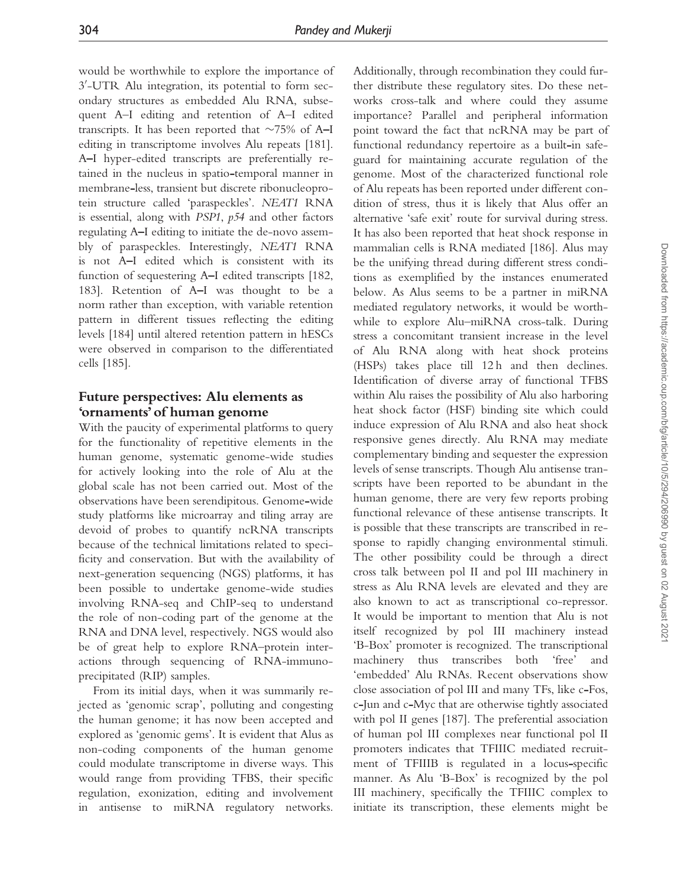would be worthwhile to explore the importance of 3′-UTR Alu integration, its potential to form secondary structures as embedded Alu RNA, subsequent A–I editing and retention of A–I edited transcripts. It has been reported that ~75% of A–I editing in transcriptome involves Alu repeats [181]. A–I hyper-edited transcripts are preferentially retained in the nucleus in spatio-temporal manner in membrane-less, transient but discrete ribonucleoprotein structure called 'paraspeckles'. *NEAT1* RNA is essential, along with *PSP1*, *p54* and other factors regulating A–I editing to initiate the de-novo assembly of paraspeckles. Interestingly, *NEAT1* RNA is not A–I edited which is consistent with its function of sequestering A–I edited transcripts [182, 183]. Retention of A–I was thought to be a norm rather than exception, with variable retention pattern in different tissues reflecting the editing levels [184] until altered retention pattern in hESCs were observed in comparison to the differentiated cells [185].

## Future perspectives: Alu elements as 'ornaments' of human genome

With the paucity of experimental platforms to query for the functionality of repetitive elements in the human genome, systematic genome-wide studies for actively looking into the role of Alu at the global scale has not been carried out. Most of the observations have been serendipitous. Genome-wide study platforms like microarray and tiling array are devoid of probes to quantify ncRNA transcripts because of the technical limitations related to specificity and conservation. But with the availability of next-generation sequencing (NGS) platforms, it has been possible to undertake genome-wide studies involving RNA-seq and ChIP-seq to understand the role of non-coding part of the genome at the RNA and DNA level, respectively. NGS would also be of great help to explore RNA–protein interactions through sequencing of RNA-immunoprecipitated (RIP) samples.

From its initial days, when it was summarily rejected as 'genomic scrap', polluting and congesting the human genome; it has now been accepted and explored as 'genomic gems'. It is evident that Alus as non-coding components of the human genome could modulate transcriptome in diverse ways. This would range from providing TFBS, their specific regulation, exonization, editing and involvement in antisense to miRNA regulatory networks. Additionally, through recombination they could further distribute these regulatory sites. Do these networks cross-talk and where could they assume importance? Parallel and peripheral information point toward the fact that ncRNA may be part of functional redundancy repertoire as a built-in safeguard for maintaining accurate regulation of the genome. Most of the characterized functional role of Alu repeats has been reported under different condition of stress, thus it is likely that Alus offer an alternative 'safe exit' route for survival during stress. It has also been reported that heat shock response in mammalian cells is RNA mediated [186]. Alus may be the unifying thread during different stress conditions as exemplified by the instances enumerated below. As Alus seems to be a partner in miRNA mediated regulatory networks, it would be worthwhile to explore Alu–miRNA cross-talk. During stress a concomitant transient increase in the level of Alu RNA along with heat shock proteins (HSPs) takes place till 12 h and then declines. Identification of diverse array of functional TFBS within Alu raises the possibility of Alu also harboring heat shock factor (HSF) binding site which could induce expression of Alu RNA and also heat shock responsive genes directly. Alu RNA may mediate complementary binding and sequester the expression levels of sense transcripts. Though Alu antisense transcripts have been reported to be abundant in the human genome, there are very few reports probing functional relevance of these antisense transcripts. It is possible that these transcripts are transcribed in response to rapidly changing environmental stimuli. The other possibility could be through a direct cross talk between pol II and pol III machinery in stress as Alu RNA levels are elevated and they are also known to act as transcriptional co-repressor. It would be important to mention that Alu is not itself recognized by pol III machinery instead 'B-Box' promoter is recognized. The transcriptional machinery thus transcribes both 'free' and 'embedded' Alu RNAs. Recent observations show close association of pol III and many TFs, like c-Fos, c-Jun and c-Myc that are otherwise tightly associated with pol II genes [187]. The preferential association of human pol III complexes near functional pol II promoters indicates that TFIIIC mediated recruitment of TFIIIB is regulated in a locus-specific manner. As Alu 'B-Box' is recognized by the pol III machinery, specifically the TFIIIC complex to initiate its transcription, these elements might be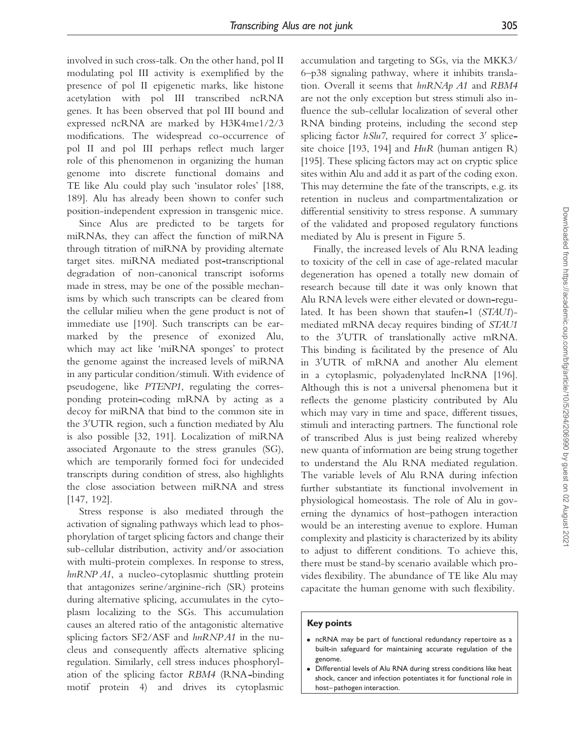involved in such cross-talk. On the other hand, pol II modulating pol III activity is exemplified by the presence of pol II epigenetic marks, like histone acetylation with pol III transcribed ncRNA genes. It has been observed that pol III bound and expressed ncRNA are marked by H3K4me1/2/3 modifications. The widespread co-occurrence of pol II and pol III perhaps reflect much larger role of this phenomenon in organizing the human genome into discrete functional domains and TE like Alu could play such 'insulator roles' [188, 189]. Alu has already been shown to confer such position-independent expression in transgenic mice.

Since Alus are predicted to be targets for miRNAs, they can affect the function of miRNA through titration of miRNA by providing alternate target sites. miRNA mediated post-transcriptional degradation of non-canonical transcript isoforms made in stress, may be one of the possible mechanisms by which such transcripts can be cleared from the cellular milieu when the gene product is not of immediate use [190]. Such transcripts can be earmarked by the presence of exonized Alu, which may act like 'miRNA sponges' to protect the genome against the increased levels of miRNA in any particular condition/stimuli. With evidence of pseudogene, like *PTENP1*, regulating the corresponding protein-coding mRNA by acting as a decoy for miRNA that bind to the common site in the 3′UTR region, such a function mediated by Alu is also possible [32, 191]. Localization of miRNA associated Argonaute to the stress granules (SG), which are temporarily formed foci for undecided transcripts during condition of stress, also highlights the close association between miRNA and stress [147, 192].

Stress response is also mediated through the activation of signaling pathways which lead to phosphorylation of target splicing factors and change their sub-cellular distribution, activity and/or association with multi-protein complexes. In response to stress, *hnRNP A1*, a nucleo-cytoplasmic shuttling protein that antagonizes serine/arginine-rich (SR) proteins during alternative splicing, accumulates in the cytoplasm localizing to the SGs. This accumulation causes an altered ratio of the antagonistic alternative splicing factors SF2/ASF and *hnRNPA1* in the nucleus and consequently affects alternative splicing regulation. Similarly, cell stress induces phosphorylation of the splicing factor *RBM4* (RNA-binding motif protein 4) and drives its cytoplasmic accumulation and targeting to SGs, via the MKK3/6–p38 signaling pathway, where it inhibits translation. Overall it seems that *hnRNAp A1* and *RBM4* are not the only exception but stress stimuli also influence the sub-cellular localization of several other RNA binding proteins, including the second step splicing factor *hSlu7*, required for correct 3′ splice-site choice [193, 194] and *HuR* (human antigen R) [195]. These splicing factors may act on cryptic splice sites within Alu and add it as part of the coding exon. This may determine the fate of the transcripts, e.g. its retention in nucleus and compartmentalization or differential sensitivity to stress response. A summary of the validated and proposed regulatory functions mediated by Alu is present in Figure 5.

Finally, the increased levels of Alu RNA leading to toxicity of the cell in case of age-related macular degeneration has opened a totally new domain of research because till date it was only known that Alu RNA levels were either elevated or down-regulated. It has been shown that staufen-1 (*STAU1*)-mediated mRNA decay requires binding of *STAU1* to the 3′UTR of translationally active mRNA. This binding is facilitated by the presence of Alu in 3′UTR of mRNA and another Alu element in a cytoplasmic, polyadenylated lncRNA [196]. Although this is not a universal phenomena but it reflects the genome plasticity contributed by Alu which may vary in time and space, different tissues, stimuli and interacting partners. The functional role of transcribed Alus is just being realized whereby new quanta of information are being strung together to understand the Alu RNA mediated regulation. The variable levels of Alu RNA during infection further substantiate its functional involvement in physiological homeostasis. The role of Alu in governing the dynamics of host–pathogen interaction would be an interesting avenue to explore. Human complexity and plasticity is characterized by its ability to adjust to different conditions. To achieve this, there must be stand-by scenario available which provides flexibility. The abundance of TE like Alu may capacitate the human genome with such flexibility.

### Key points

- ncRNA may be part of functional redundancy repertoire as a built-in safeguard for maintaining accurate regulation of the genome.
- Differential levels of Alu RNA during stress conditions like heat shock, cancer and infection potentiates it for functional role in host–pathogen interaction.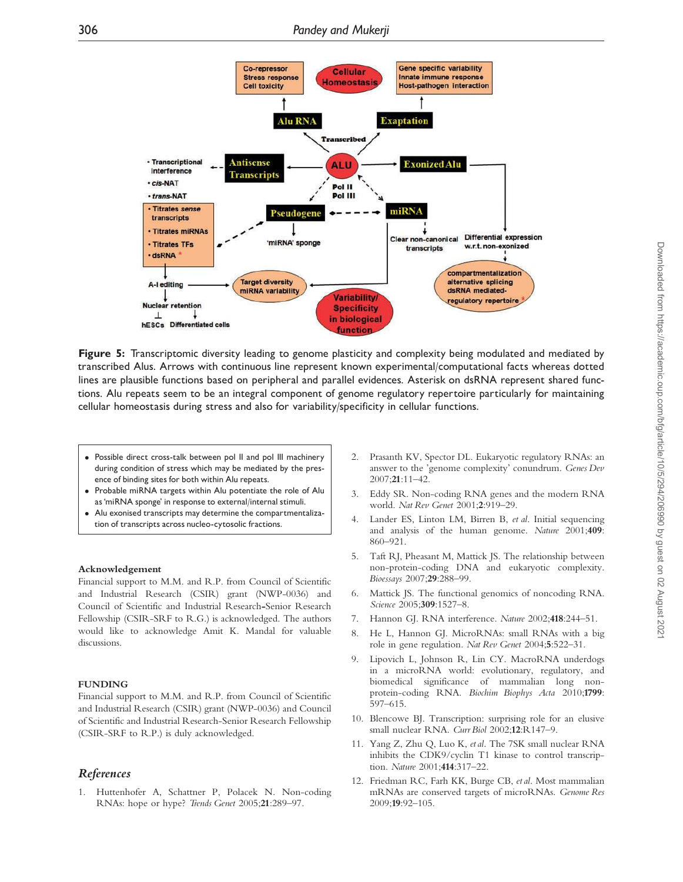**Figure 5:** Transcriptomic diversity leading to genome plasticity and complexity being modulated and mediated by transcribed Alus. Arrows with continuous line represent known experimental/computational facts whereas dotted lines are plausible functions based on peripheral and parallel evidences. Asterisk on dsRNA represent shared functions. Alu repeats seem to be an integral component of genome regulatory repertoire particularly for maintaining cellular homeostasis during stress and also for variability/specificity in cellular functions.

- Possible direct cross-talk between pol II and pol III machinery during condition of stress which may be mediated by the presence of binding sites for both within Alu repeats.
- Probable miRNA targets within Alu potentiate the role of Alu as 'miRNA sponge' in response to external/internal stimuli.
- Alu exonised transcripts may determine the compartmentalization of transcripts across nucleo-cytosolic fractions.

### Acknowledgement

Financial support to M.M. and R.P. from Council of Scientific and Industrial Research (CSIR) grant (NWP-0036) and Council of Scientific and Industrial Research-Senior Research Fellowship (CSIR-SRF to R.G.) is acknowledged. The authors would like to acknowledge Amit K. Mandal for valuable discussions.

### FUNDING

Financial support to M.M. and R.P. from Council of Scientific and Industrial Research (CSIR) grant (NWP-0036) and Council of Scientific and Industrial Research-Senior Research Fellowship (CSIR-SRF to R.P.) is duly acknowledged.

## References

1. Huttenhofer A, Schattner P, Polacek N. Non-coding RNAs: hope or hype? *Trends Genet* 2005;**21**:289–97.
2. Prasanth KV, Spector DL. Eukaryotic regulatory RNAs: an answer to the 'genome complexity' conundrum. *Genes Dev* 2007;**21**:11–42.
3. Eddy SR. Non-coding RNA genes and the modern RNA world. *Nat Rev Genet* 2001;**2**:919–29.
4. Lander ES, Linton LM, Birren B, *et al*. Initial sequencing and analysis of the human genome. *Nature* 2001;**409**: 860–921.
5. Taft RJ, Pheasant M, Mattick JS. The relationship between non-protein-coding DNA and eukaryotic complexity. *Bioessays* 2007;**29**:288–99.
6. Mattick JS. The functional genomics of noncoding RNA. *Science* 2005;**309**:1527–8.
7. Hannon GJ. RNA interference. *Nature* 2002;**418**:244–51.
8. He L, Hannon GJ. MicroRNAs: small RNAs with a big role in gene regulation. *Nat Rev Genet* 2004;**5**:522–31.
9. Lipovich L, Johnson R, Lin CY. MacroRNA underdogs in a microRNA world: evolutionary, regulatory, and biomedical significance of mammalian long non-protein-coding RNA. *Biochim Biophys Acta* 2010;**1799**: 597–615.
10. Blencowe BJ. Transcription: surprising role for an elusive small nuclear RNA. *Curr Biol* 2002;**12**:R147–9.
11. Yang Z, Zhu Q, Luo K, *et al*. The 7SK small nuclear RNA inhibits the CDK9/cyclin T1 kinase to control transcription. *Nature* 2001;**414**:317–22.
12. Friedman RC, Farh KK, Burge CB, *et al*. Most mammalian mRNAs are conserved targets of microRNAs. *Genome Res* 2009;**19**:92–105.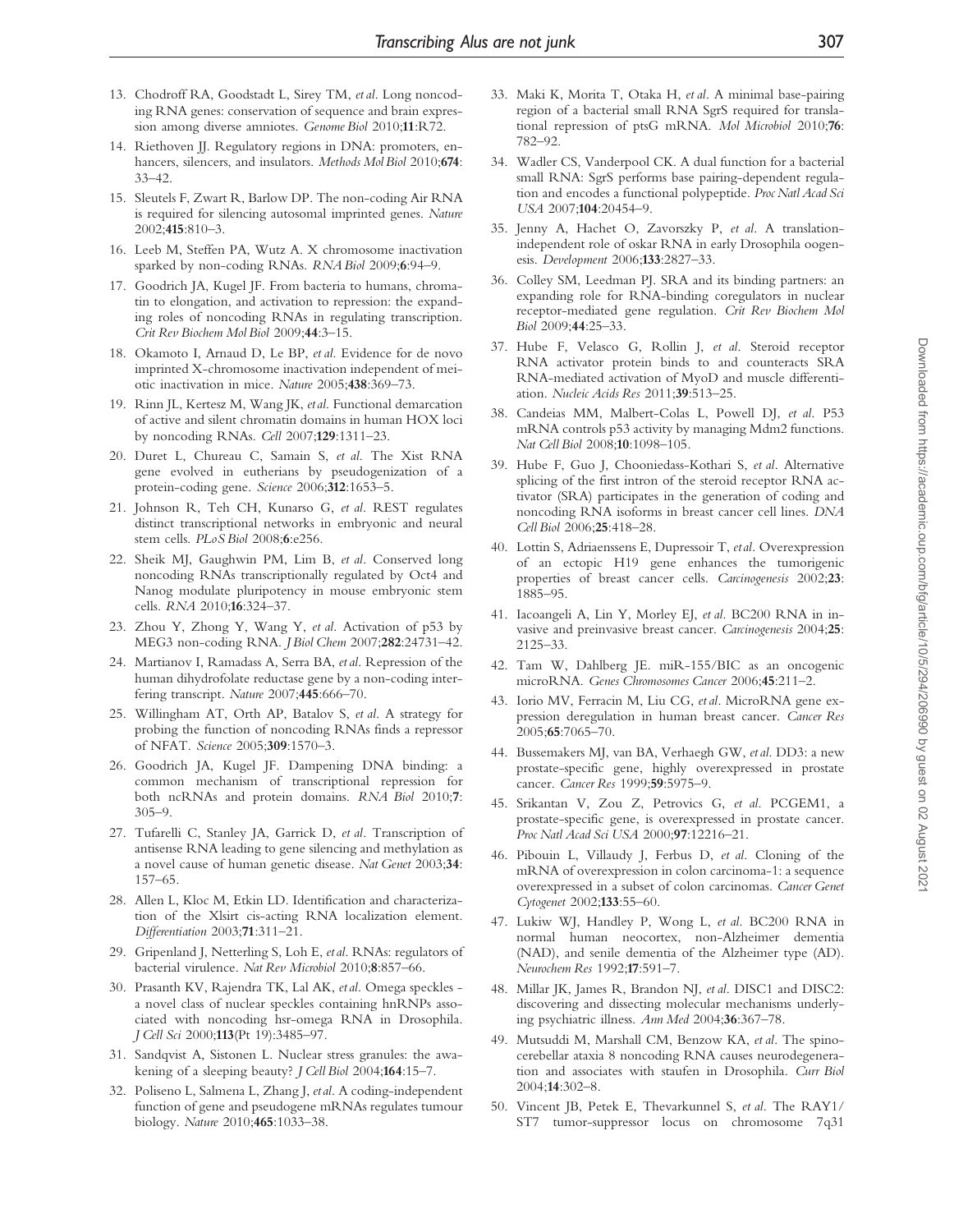13. Chodroff RA, Goodstadt L, Sirey TM, *et al*. Long noncoding RNA genes: conservation of sequence and brain expression among diverse amniotes. *Genome Biol* 2010;**11**:R72.
14. Riethoven JJ. Regulatory regions in DNA: promoters, enhancers, silencers, and insulators. *Methods Mol Biol* 2010;**674**: 33–42.
15. Sleutels F, Zwart R, Barlow DP. The non-coding Air RNA is required for silencing autosomal imprinted genes. *Nature* 2002;**415**:810–3.
16. Leeb M, Steffen PA, Wutz A. X chromosome inactivation sparked by non-coding RNAs. *RNA Biol* 2009;**6**:94–9.
17. Goodrich JA, Kugel JF. From bacteria to humans, chromatin to elongation, and activation to repression: the expanding roles of noncoding RNAs in regulating transcription. *Crit Rev Biochem Mol Biol* 2009;**44**:3–15.
18. Okamoto I, Arnaud D, Le BP, *et al*. Evidence for de novo imprinted X-chromosome inactivation independent of meiotic inactivation in mice. *Nature* 2005;**438**:369–73.
19. Rinn JL, Kertesz M, Wang JK, *et al*. Functional demarcation of active and silent chromatin domains in human HOX loci by noncoding RNAs. *Cell* 2007;**129**:1311–23.
20. Duret L, Chureau C, Samain S, *et al*. The Xist RNA gene evolved in eutherians by pseudogenization of a protein-coding gene. *Science* 2006;**312**:1653–5.
21. Johnson R, Teh CH, Kunarso G, *et al*. REST regulates distinct transcriptional networks in embryonic and neural stem cells. *PLoS Biol* 2008;**6**:e256.
22. Sheik MJ, Gaughwin PM, Lim B, *et al*. Conserved long noncoding RNAs transcriptionally regulated by Oct4 and Nanog modulate pluripotency in mouse embryonic stem cells. *RNA* 2010;**16**:324–37.
23. Zhou Y, Zhong Y, Wang Y, *et al*. Activation of p53 by MEG3 non-coding RNA. *J Biol Chem* 2007;**282**:24731–42.
24. Martianov I, Ramadass A, Serra BA, *et al*. Repression of the human dihydrofolate reductase gene by a non-coding interfering transcript. *Nature* 2007;**445**:666–70.
25. Willingham AT, Orth AP, Batalov S, *et al*. A strategy for probing the function of noncoding RNAs finds a repressor of NFAT. *Science* 2005;**309**:1570–3.
26. Goodrich JA, Kugel JF. Dampening DNA binding: a common mechanism of transcriptional repression for both ncRNAs and protein domains. *RNA Biol* 2010;**7**: 305–9.
27. Tufarelli C, Stanley JA, Garrick D, *et al*. Transcription of antisense RNA leading to gene silencing and methylation as a novel cause of human genetic disease. *Nat Genet* 2003;**34**: 157–65.
28. Allen L, Kloc M, Etkin LD. Identification and characterization of the Xlsirt cis-acting RNA localization element. *Differentiation* 2003;**71**:311–21.
29. Gripenland J, Netterling S, Loh E, *et al*. RNAs: regulators of bacterial virulence. *Nat Rev Microbiol* 2010;**8**:857–66.
30. Prasanth KV, Rajendra TK, Lal AK, *et al*. Omega speckles - a novel class of nuclear speckles containing hnRNPs associated with noncoding hsr-omega RNA in Drosophila. *J Cell Sci* 2000;**113**(Pt 19):3485–97.
31. Sandqvist A, Sistonen L. Nuclear stress granules: the awakening of a sleeping beauty? *J Cell Biol* 2004;**164**:15–7.
32. Poliseno L, Salmena L, Zhang J, *et al*. A coding-independent function of gene and pseudogene mRNAs regulates tumour biology. *Nature* 2010;**465**:1033–38.
33. Maki K, Morita T, Otaka H, *et al*. A minimal base-pairing region of a bacterial small RNA SgrS required for translational repression of ptsG mRNA. *Mol Microbiol* 2010;**76**: 782–92.
34. Wadler CS, Vanderpool CK. A dual function for a bacterial small RNA: SgrS performs base pairing-dependent regulation and encodes a functional polypeptide. *Proc Natl Acad Sci USA* 2007;**104**:20454–9.
35. Jenny A, Hachet O, Zavorszky P, *et al*. A translation-independent role of oskar RNA in early Drosophila oogenesis. *Development* 2006;**133**:2827–33.
36. Colley SM, Leedman PJ. SRA and its binding partners: an expanding role for RNA-binding coregulators in nuclear receptor-mediated gene regulation. *Crit Rev Biochem Mol Biol* 2009;**44**:25–33.
37. Hube F, Velasco G, Rollin J, *et al*. Steroid receptor RNA activator protein binds to and counteracts SRA RNA-mediated activation of MyoD and muscle differentiation. *Nucleic Acids Res* 2011;**39**:513–25.
38. Candeias MM, Malbert-Colas L, Powell DJ, *et al*. P53 mRNA controls p53 activity by managing Mdm2 functions. *Nat Cell Biol* 2008;**10**:1098–105.
39. Hube F, Guo J, Chooniedass-Kothari S, *et al*. Alternative splicing of the first intron of the steroid receptor RNA activator (SRA) participates in the generation of coding and noncoding RNA isoforms in breast cancer cell lines. *DNA Cell Biol* 2006;**25**:418–28.
40. Lottin S, Adriaenssens E, Dupressoir T, *et al*. Overexpression of an ectopic H19 gene enhances the tumorigenic properties of breast cancer cells. *Carcinogenesis* 2002;**23**: 1885–95.
41. Iacoangeli A, Lin Y, Morley EJ, *et al*. BC200 RNA in invasive and preinvasive breast cancer. *Carcinogenesis* 2004;**25**: 2125–33.
42. Tam W, Dahlberg JE. miR-155/BIC as an oncogenic microRNA. *Genes Chromosomes Cancer* 2006;**45**:211–2.
43. Iorio MV, Ferracin M, Liu CG, *et al*. MicroRNA gene expression deregulation in human breast cancer. *Cancer Res* 2005;**65**:7065–70.
44. Bussemakers MJ, van BA, Verhaegh GW, *et al*. DD3: a new prostate-specific gene, highly overexpressed in prostate cancer. *Cancer Res* 1999;**59**:5975–9.
45. Srikantan V, Zou Z, Petrovics G, *et al*. PCGEM1, a prostate-specific gene, is overexpressed in prostate cancer. *Proc Natl Acad Sci USA* 2000;**97**:12216–21.
46. Pibouin L, Villaudy J, Ferbus D, *et al*. Cloning of the mRNA of overexpression in colon carcinoma-1: a sequence overexpressed in a subset of colon carcinomas. *Cancer Genet Cytogenet* 2002;**133**:55–60.
47. Lukiw WJ, Handley P, Wong L, *et al*. BC200 RNA in normal human neocortex, non-Alzheimer dementia (NAD), and senile dementia of the Alzheimer type (AD). *Neurochem Res* 1992;**17**:591–7.
48. Millar JK, James R, Brandon NJ, *et al*. DISC1 and DISC2: discovering and dissecting molecular mechanisms underlying psychiatric illness. *Ann Med* 2004;**36**:367–78.
49. Mutsuddi M, Marshall CM, Benzow KA, *et al*. The spinocerebellar ataxia 8 noncoding RNA causes neurodegeneration and associates with staufen in Drosophila. *Curr Biol* 2004;**14**:302–8.
50. Vincent JB, Petek E, Thevarkunnel S, *et al*. The RAY1/ST7 tumor-suppressor locus on chromosome 7q31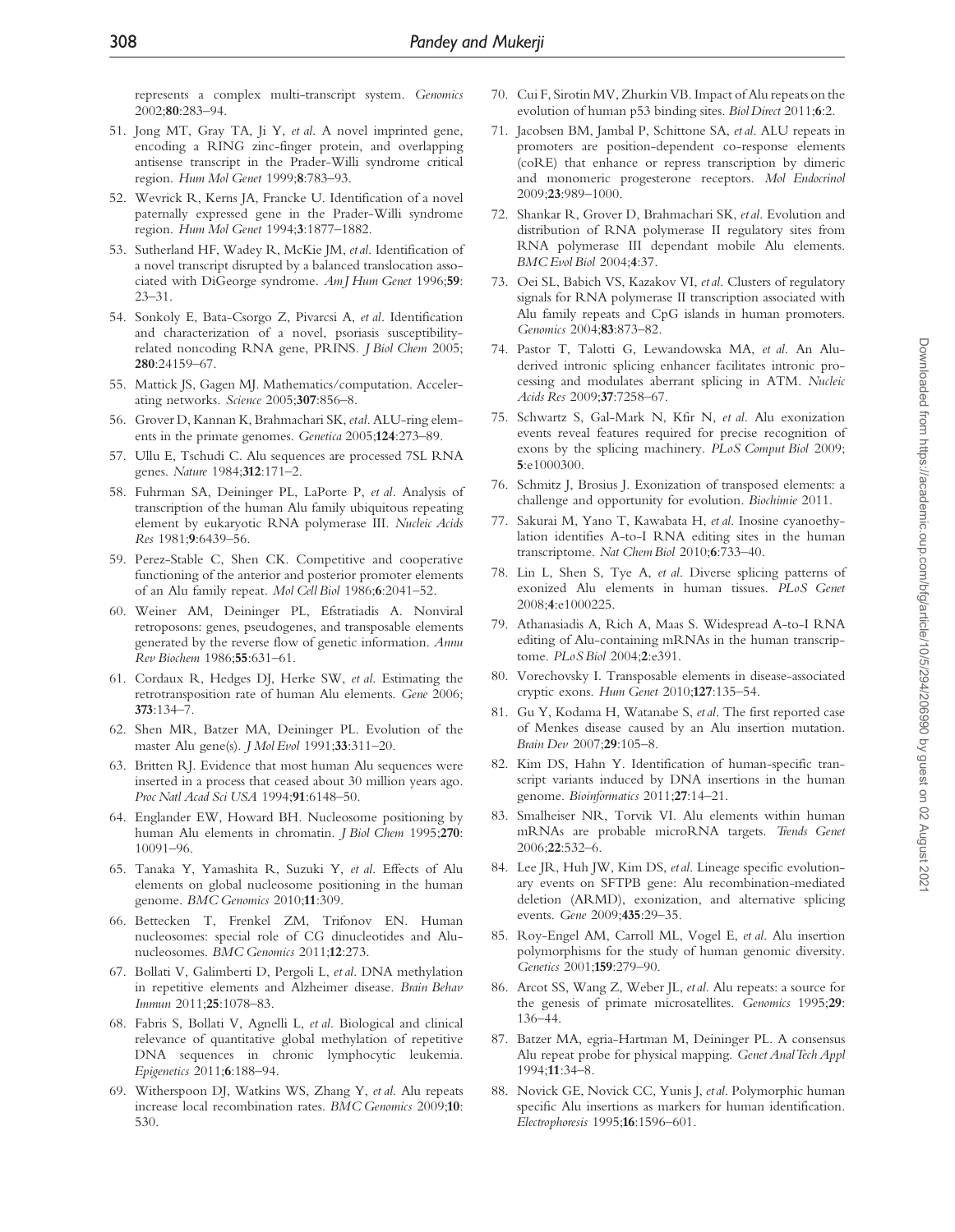represents a complex multi-transcript system. *Genomics* 2002;**80**:283–94.

51. Jong MT, Gray TA, Ji Y, *et al*. A novel imprinted gene, encoding a RING zinc-finger protein, and overlapping antisense transcript in the Prader-Willi syndrome critical region. *Hum Mol Genet* 1999;**8**:783–93.
52. Wevrick R, Kerns JA, Francke U. Identification of a novel paternally expressed gene in the Prader-Willi syndrome region. *Hum Mol Genet* 1994;**3**:1877–1882.
53. Sutherland HF, Wadey R, McKie JM, *et al*. Identification of a novel transcript disrupted by a balanced translocation associated with DiGeorge syndrome. *Am J Hum Genet* 1996;**59**: 23–31.
54. Sonkoly E, Bata-Csorgo Z, Pivarcsi A, *et al*. Identification and characterization of a novel, psoriasis susceptibility-related noncoding RNA gene, PRINS. *J Biol Chem* 2005; **280**:24159–67.
55. Mattick JS, Gagen MJ. Mathematics/computation. Accelerating networks. *Science* 2005;**307**:856–8.
56. Grover D, Kannan K, Brahmachari SK, *et al*. ALU-ring elements in the primate genomes. *Genetica* 2005;**124**:273–89.
57. Ullu E, Tschudi C. Alu sequences are processed 7SL RNA genes. *Nature* 1984;**312**:171–2.
58. Fuhrman SA, Deininger PL, LaPorte P, *et al*. Analysis of transcription of the human Alu family ubiquitous repeating element by eukaryotic RNA polymerase III. *Nucleic Acids Res* 1981;**9**:6439–56.
59. Perez-Stable C, Shen CK. Competitive and cooperative functioning of the anterior and posterior promoter elements of an Alu family repeat. *Mol Cell Biol* 1986;**6**:2041–52.
60. Weiner AM, Deininger PL, Efstratiadis A. Nonviral retroposons: genes, pseudogenes, and transposable elements generated by the reverse flow of genetic information. *Annu Rev Biochem* 1986;**55**:631–61.
61. Cordaux R, Hedges DJ, Herke SW, *et al*. Estimating the retrotransposition rate of human Alu elements. *Gene* 2006; **373**:134–7.
62. Shen MR, Batzer MA, Deininger PL. Evolution of the master Alu gene(s). *J Mol Evol* 1991;**33**:311–20.
63. Britten RJ. Evidence that most human Alu sequences were inserted in a process that ceased about 30 million years ago. *Proc Natl Acad Sci USA* 1994;**91**:6148–50.
64. Englander EW, Howard BH. Nucleosome positioning by human Alu elements in chromatin. *J Biol Chem* 1995;**270**: 10091–96.
65. Tanaka Y, Yamashita R, Suzuki Y, *et al*. Effects of Alu elements on global nucleosome positioning in the human genome. *BMC Genomics* 2010;**11**:309.
66. Bettecken T, Frenkel ZM, Trifonov EN. Human nucleosomes: special role of CG dinucleotides and Alu-nucleosomes. *BMC Genomics* 2011;**12**:273.
67. Bollati V, Galimberti D, Pergoli L, *et al*. DNA methylation in repetitive elements and Alzheimer disease. *Brain Behav Immun* 2011;**25**:1078–83.
68. Fabris S, Bollati V, Agnelli L, *et al*. Biological and clinical relevance of quantitative global methylation of repetitive DNA sequences in chronic lymphocytic leukemia. *Epigenetics* 2011;**6**:188–94.
69. Witherspoon DJ, Watkins WS, Zhang Y, *et al*. Alu repeats increase local recombination rates. *BMC Genomics* 2009;**10**: 530.
70. Cui F, Sirotin MV, Zhurkin VB. Impact of Alu repeats on the evolution of human p53 binding sites. *Biol Direct* 2011;**6**:2.
71. Jacobsen BM, Jambal P, Schittone SA, *et al*. ALU repeats in promoters are position-dependent co-response elements (coRE) that enhance or repress transcription by dimeric and monomeric progesterone receptors. *Mol Endocrinol* 2009;**23**:989–1000.
72. Shankar R, Grover D, Brahmachari SK, *et al*. Evolution and distribution of RNA polymerase II regulatory sites from RNA polymerase III dependant mobile Alu elements. *BMC Evol Biol* 2004;**4**:37.
73. Oei SL, Babich VS, Kazakov VI, *et al*. Clusters of regulatory signals for RNA polymerase II transcription associated with Alu family repeats and CpG islands in human promoters. *Genomics* 2004;**83**:873–82.
74. Pastor T, Talotti G, Lewandowska MA, *et al*. An Alu-derived intronic splicing enhancer facilitates intronic processing and modulates aberrant splicing in ATM. *Nucleic Acids Res* 2009;**37**:7258–67.
75. Schwartz S, Gal-Mark N, Kfir N, *et al*. Alu exonization events reveal features required for precise recognition of exons by the splicing machinery. *PLoS Comput Biol* 2009; **5**:e1000300.
76. Schmitz J, Brosius J. Exonization of transposed elements: a challenge and opportunity for evolution. *Biochimie* 2011.
77. Sakurai M, Yano T, Kawabata H, *et al*. Inosine cyanoethylation identifies A-to-I RNA editing sites in the human transcriptome. *Nat Chem Biol* 2010;**6**:733–40.
78. Lin L, Shen S, Tye A, *et al*. Diverse splicing patterns of exonized Alu elements in human tissues. *PLoS Genet* 2008;**4**:e1000225.
79. Athanasiadis A, Rich A, Maas S. Widespread A-to-I RNA editing of Alu-containing mRNAs in the human transcriptome. *PLoS Biol* 2004;**2**:e391.
80. Vorechovsky I. Transposable elements in disease-associated cryptic exons. *Hum Genet* 2010;**127**:135–54.
81. Gu Y, Kodama H, Watanabe S, *et al*. The first reported case of Menkes disease caused by an Alu insertion mutation. *Brain Dev* 2007;**29**:105–8.
82. Kim DS, Hahn Y. Identification of human-specific transcript variants induced by DNA insertions in the human genome. *Bioinformatics* 2011;**27**:14–21.
83. Smalheiser NR, Torvik VI. Alu elements within human mRNAs are probable microRNA targets. *Trends Genet* 2006;**22**:532–6.
84. Lee JR, Huh JW, Kim DS, *et al*. Lineage specific evolutionary events on SFTPB gene: Alu recombination-mediated deletion (ARMD), exonization, and alternative splicing events. *Gene* 2009;**435**:29–35.
85. Roy-Engel AM, Carroll ML, Vogel E, *et al*. Alu insertion polymorphisms for the study of human genomic diversity. *Genetics* 2001;**159**:279–90.
86. Arcot SS, Wang Z, Weber JL, *et al*. Alu repeats: a source for the genesis of primate microsatellites. *Genomics* 1995;**29**: 136–44.
87. Batzer MA, egria-Hartman M, Deininger PL. A consensus Alu repeat probe for physical mapping. *Genet Anal Tech Appl* 1994;**11**:34–8.
88. Novick GE, Novick CC, Yunis J, *et al*. Polymorphic human specific Alu insertions as markers for human identification. *Electrophoresis* 1995;**16**:1596–601.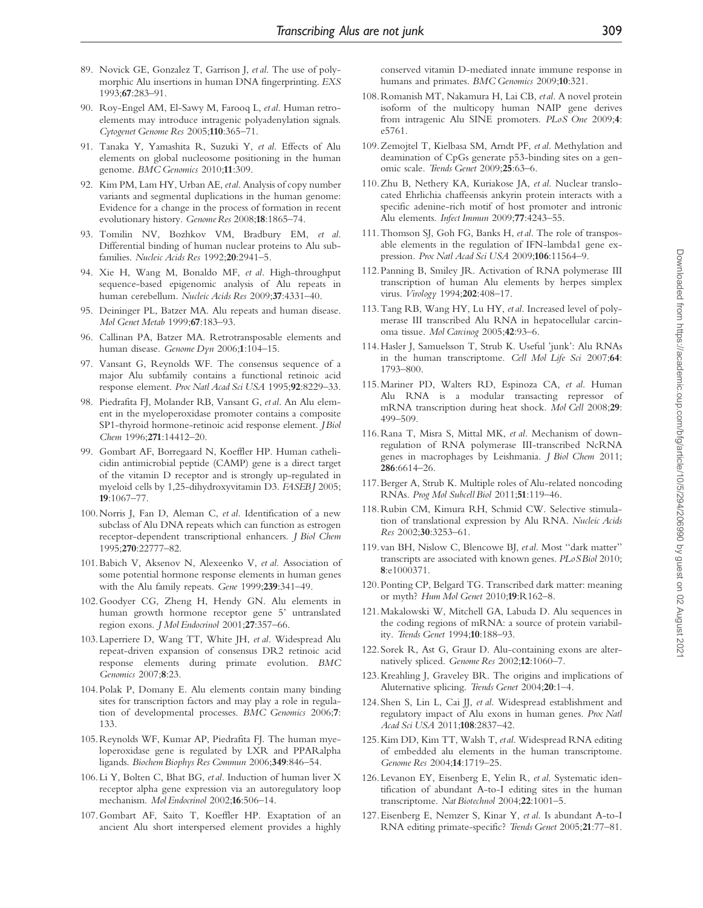89. Novick GE, Gonzalez T, Garrison J, *et al.* The use of polymorphic Alu insertions in human DNA fingerprinting. *EXS* 1993;**67**:283–91.

90. Roy-Engel AM, El-Sawy M, Farooq L, *et al.* Human retroelements may introduce intragenic polyadenylation signals. *Cytogenet Genome Res* 2005;**110**:365–71.

91. Tanaka Y, Yamashita R, Suzuki Y, *et al.* Effects of Alu elements on global nucleosome positioning in the human genome. *BMC Genomics* 2010;**11**:309.

92. Kim PM, Lam HY, Urban AE, *et al.* Analysis of copy number variants and segmental duplications in the human genome: Evidence for a change in the process of formation in recent evolutionary history. *Genome Res* 2008;**18**:1865–74.

93. Tomilin NV, Bozhkov VM, Bradbury EM, *et al.* Differential binding of human nuclear proteins to Alu subfamilies. *Nucleic Acids Res* 1992;**20**:2941–5.

94. Xie H, Wang M, Bonaldo MF, *et al.* High-throughput sequence-based epigenomic analysis of Alu repeats in human cerebellum. *Nucleic Acids Res* 2009;**37**:4331–40.

95. Deininger PL, Batzer MA. Alu repeats and human disease. *Mol Genet Metab* 1999;**67**:183–93.

96. Callinan PA, Batzer MA. Retrotransposable elements and human disease. *Genome Dyn* 2006;**1**:104–15.

97. Vansant G, Reynolds WF. The consensus sequence of a major Alu subfamily contains a functional retinoic acid response element. *Proc Natl Acad Sci USA* 1995;**92**:8229–33.

98. Piedrafita FJ, Molander RB, Vansant G, *et al.* An Alu element in the myeloperoxidase promoter contains a composite SP1-thyroid hormone-retinoic acid response element. *J Biol Chem* 1996;**271**:14412–20.

99. Gombart AF, Borregaard N, Koeffler HP. Human cathelicidin antimicrobial peptide (CAMP) gene is a direct target of the vitamin D receptor and is strongly up-regulated in myeloid cells by 1,25-dihydroxyvitamin D3. *FASEB J* 2005; **19**:1067–77.

100. Norris J, Fan D, Aleman C, *et al.* Identification of a new subclass of Alu DNA repeats which can function as estrogen receptor-dependent transcriptional enhancers. *J Biol Chem* 1995;**270**:22777–82.

101. Babich V, Aksenov N, Alexeenko V, *et al.* Association of some potential hormone response elements in human genes with the Alu family repeats. *Gene* 1999;**239**:341–49.

102. Goodyer CG, Zheng H, Hendy GN. Alu elements in human growth hormone receptor gene 5' untranslated region exons. *J Mol Endocrinol* 2001;**27**:357–66.

103. Laperriere D, Wang TT, White JH, *et al.* Widespread Alu repeat-driven expansion of consensus DR2 retinoic acid response elements during primate evolution. *BMC Genomics* 2007;**8**:23.

104. Polak P, Domany E. Alu elements contain many binding sites for transcription factors and may play a role in regulation of developmental processes. *BMC Genomics* 2006;**7**: 133.

105. Reynolds WF, Kumar AP, Piedrafita FJ. The human myeloperoxidase gene is regulated by LXR and PPARalpha ligands. *Biochem Biophys Res Commun* 2006;**349**:846–54.

106. Li Y, Bolten C, Bhat BG, *et al.* Induction of human liver X receptor alpha gene expression via an autoregulatory loop mechanism. *Mol Endocrinol* 2002;**16**:506–14.

107. Gombart AF, Saito T, Koeffler HP. Exaptation of an ancient Alu short interspersed element provides a highly conserved vitamin D-mediated innate immune response in humans and primates. *BMC Genomics* 2009;**10**:321.

108. Romanish MT, Nakamura H, Lai CB, *et al.* A novel protein isoform of the multicopy human NAIP gene derives from intragenic Alu SINE promoters. *PLoS One* 2009;**4**: e5761.

109. Zemojtel T, Kielbasa SM, Arndt PF, *et al.* Methylation and deamination of CpGs generate p53-binding sites on a genomic scale. *Trends Genet* 2009;**25**:63–6.

110. Zhu B, Nethery KA, Kuriakose JA, *et al.* Nuclear translocated Ehrlichia chaffeensis ankyrin protein interacts with a specific adenine-rich motif of host promoter and intronic Alu elements. *Infect Immun* 2009;**77**:4243–55.

111. Thomson SJ, Goh FG, Banks H, *et al.* The role of transposable elements in the regulation of IFN-lambda1 gene expression. *Proc Natl Acad Sci USA* 2009;**106**:11564–9.

112. Panning B, Smiley JR. Activation of RNA polymerase III transcription of human Alu elements by herpes simplex virus. *Virology* 1994;**202**:408–17.

113. Tang RB, Wang HY, Lu HY, *et al.* Increased level of polymerase III transcribed Alu RNA in hepatocellular carcinoma tissue. *Mol Carcinog* 2005;**42**:93–6.

114. Hasler J, Samuelsson T, Strub K. Useful 'junk': Alu RNAs in the human transcriptome. *Cell Mol Life Sci* 2007;**64**: 1793–800.

115. Mariner PD, Walters RD, Espinoza CA, *et al.* Human Alu RNA is a modular transacting repressor of mRNA transcription during heat shock. *Mol Cell* 2008;**29**: 499–509.

116. Rana T, Misra S, Mittal MK, *et al.* Mechanism of down-regulation of RNA polymerase III-transcribed NcRNA genes in macrophages by Leishmania. *J Biol Chem* 2011; **286**:6614–26.

117. Berger A, Strub K. Multiple roles of Alu-related noncoding RNAs. *Prog Mol Subcell Biol* 2011;**51**:119–46.

118. Rubin CM, Kimura RH, Schmid CW. Selective stimulation of translational expression by Alu RNA. *Nucleic Acids Res* 2002;**30**:3253–61.

119. van Bakel H, Nislow C, Blencowe BJ, *et al.* Most "dark matter" transcripts are associated with known genes. *PLoS Biol* 2010; **8**:e1000371.

120. Ponting CP, Belgard TG. Transcribed dark matter: meaning or myth? *Hum Mol Genet* 2010;**19**:R162–8.

121. Makalowski W, Mitchell GA, Labuda D. Alu sequences in the coding regions of mRNA: a source of protein variability. *Trends Genet* 1994;**10**:188–93.

122. Sorek R, Ast G, Graur D. Alu-containing exons are alternatively spliced. *Genome Res* 2002;**12**:1060–7.

123. Kreahling J, Graveley BR. The origins and implications of Aluternative splicing. *Trends Genet* 2004;**20**:1–4.

124. Shen S, Lin L, Cai JJ, *et al.* Widespread establishment and regulatory impact of Alu exons in human genes. *Proc Natl Acad Sci USA* 2011;**108**:2837–42.

125. Kim DD, Kim TT, Walsh T, *et al.* Widespread RNA editing of embedded alu elements in the human transcriptome. *Genome Res* 2004;**14**:1719–25.

126. Levanon EY, Eisenberg E, Yelin R, *et al.* Systematic identification of abundant A-to-I editing sites in the human transcriptome. *Nat Biotechnol* 2004;**22**:1001–5.

127. Eisenberg E, Nemzer S, Kinar Y, *et al.* Is abundant A-to-I RNA editing primate-specific? *Trends Genet* 2005;**21**:77–81.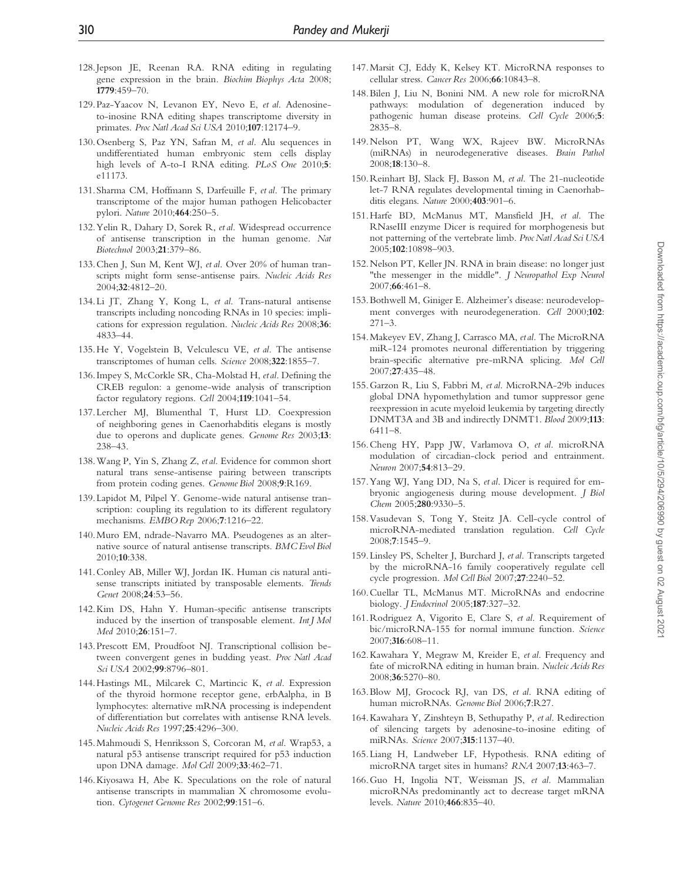128. Jepson JE, Reenan RA. RNA editing in regulating gene expression in the brain. *Biochim Biophys Acta* 2008; **1779**:459–70.
129. Paz-Yaacov N, Levanon EY, Nevo E, *et al*. Adenosine-to-inosine RNA editing shapes transcriptome diversity in primates. *Proc Natl Acad Sci USA* 2010;**107**:12174–9.
130. Osenberg S, Paz YN, Safran M, *et al*. Alu sequences in undifferentiated human embryonic stem cells display high levels of A-to-I RNA editing. *PLoS One* 2010;**5**: e11173.
131. Sharma CM, Hoffmann S, Darfeuille F, *et al*. The primary transcriptome of the major human pathogen Helicobacter pylori. *Nature* 2010;**464**:250–5.
132. Yelin R, Dahary D, Sorek R, *et al*. Widespread occurrence of antisense transcription in the human genome. *Nat Biotechnol* 2003;**21**:379–86.
133. Chen J, Sun M, Kent WJ, *et al*. Over 20% of human transcripts might form sense-antisense pairs. *Nucleic Acids Res* 2004;**32**:4812–20.
134. Li JT, Zhang Y, Kong L, *et al*. Trans-natural antisense transcripts including noncoding RNAs in 10 species: implications for expression regulation. *Nucleic Acids Res* 2008;**36**: 4833–44.
135. He Y, Vogelstein B, Velculescu VE, *et al*. The antisense transcriptomes of human cells. *Science* 2008;**322**:1855–7.
136. Impey S, McCorkle SR, Cha-Molstad H, *et al*. Defining the CREB regulon: a genome-wide analysis of transcription factor regulatory regions. *Cell* 2004;**119**:1041–54.
137. Lercher MJ, Blumenthal T, Hurst LD. Coexpression of neighboring genes in Caenorhabditis elegans is mostly due to operons and duplicate genes. *Genome Res* 2003;**13**: 238–43.
138. Wang P, Yin S, Zhang Z, *et al*. Evidence for common short natural trans sense-antisense pairing between transcripts from protein coding genes. *Genome Biol* 2008;**9**:R169.
139. Lapidot M, Pilpel Y. Genome-wide natural antisense transcription: coupling its regulation to its different regulatory mechanisms. *EMBO Rep* 2006;**7**:1216–22.
140. Muro EM, ndrade-Navarro MA. Pseudogenes as an alternative source of natural antisense transcripts. *BMC Evol Biol* 2010;**10**:338.
141. Conley AB, Miller WJ, Jordan IK. Human cis natural antisense transcripts initiated by transposable elements. *Trends Genet* 2008;**24**:53–56.
142. Kim DS, Hahn Y. Human-specific antisense transcripts induced by the insertion of transposable element. *Int J Mol Med* 2010;**26**:151–7.
143. Prescott EM, Proudfoot NJ. Transcriptional collision between convergent genes in budding yeast. *Proc Natl Acad Sci USA* 2002;**99**:8796–801.
144. Hastings ML, Milcarek C, Martincic K, *et al*. Expression of the thyroid hormone receptor gene, erbAalpha, in B lymphocytes: alternative mRNA processing is independent of differentiation but correlates with antisense RNA levels. *Nucleic Acids Res* 1997;**25**:4296–300.
145. Mahmoudi S, Henriksson S, Corcoran M, *et al*. Wrap53, a natural p53 antisense transcript required for p53 induction upon DNA damage. *Mol Cell* 2009;**33**:462–71.
146. Kiyosawa H, Abe K. Speculations on the role of natural antisense transcripts in mammalian X chromosome evolution. *Cytogenet Genome Res* 2002;**99**:151–6.
147. Marsit CJ, Eddy K, Kelsey KT. MicroRNA responses to cellular stress. *Cancer Res* 2006;**66**:10843–8.
148. Bilen J, Liu N, Bonini NM. A new role for microRNA pathways: modulation of degeneration induced by pathogenic human disease proteins. *Cell Cycle* 2006;**5**: 2835–8.
149. Nelson PT, Wang WX, Rajeev BW. MicroRNAs (miRNAs) in neurodegenerative diseases. *Brain Pathol* 2008;**18**:130–8.
150. Reinhart BJ, Slack FJ, Basson M, *et al*. The 21-nucleotide let-7 RNA regulates developmental timing in Caenorhabditis elegans. *Nature* 2000;**403**:901–6.
151. Harfe BD, McManus MT, Mansfield JH, *et al*. The RNaseIII enzyme Dicer is required for morphogenesis but not patterning of the vertebrate limb. *Proc Natl Acad Sci USA* 2005;**102**:10898–903.
152. Nelson PT, Keller JN. RNA in brain disease: no longer just "the messenger in the middle". *J Neuropathol Exp Neurol* 2007;**66**:461–8.
153. Bothwell M, Giniger E. Alzheimer's disease: neurodevelopment converges with neurodegeneration. *Cell* 2000;**102**: 271–3.
154. Makeyev EV, Zhang J, Carrasco MA, *et al*. The MicroRNA miR-124 promotes neuronal differentiation by triggering brain-specific alternative pre-mRNA splicing. *Mol Cell* 2007;**27**:435–48.
155. Garzon R, Liu S, Fabbri M, *et al*. MicroRNA-29b induces global DNA hypomethylation and tumor suppressor gene reexpression in acute myeloid leukemia by targeting directly DNMT3A and 3B and indirectly DNMT1. *Blood* 2009;**113**: 6411–8.
156. Cheng HY, Papp JW, Varlamova O, *et al*. microRNA modulation of circadian-clock period and entrainment. *Neuron* 2007;**54**:813–29.
157. Yang WJ, Yang DD, Na S, *et al*. Dicer is required for embryonic angiogenesis during mouse development. *J Biol Chem* 2005;**280**:9330–5.
158. Vasudevan S, Tong Y, Steitz JA. Cell-cycle control of microRNA-mediated translation regulation. *Cell Cycle* 2008;**7**:1545–9.
159. Linsley PS, Schelter J, Burchard J, *et al*. Transcripts targeted by the microRNA-16 family cooperatively regulate cell cycle progression. *Mol Cell Biol* 2007;**27**:2240–52.
160. Cuellar TL, McManus MT. MicroRNAs and endocrine biology. *J Endocrinol* 2005;**187**:327–32.
161. Rodriguez A, Vigorito E, Clare S, *et al*. Requirement of bic/microRNA-155 for normal immune function. *Science* 2007;**316**:608–11.
162. Kawahara Y, Megraw M, Kreider E, *et al*. Frequency and fate of microRNA editing in human brain. *Nucleic Acids Res* 2008;**36**:5270–80.
163. Blow MJ, Grocock RJ, van DS, *et al*. RNA editing of human microRNAs. *Genome Biol* 2006;**7**:R27.
164. Kawahara Y, Zinshteyn B, Sethupathy P, *et al*. Redirection of silencing targets by adenosine-to-inosine editing of miRNAs. *Science* 2007;**315**:1137–40.
165. Liang H, Landweber LF, Hypothesis. RNA editing of microRNA target sites in humans? *RNA* 2007;**13**:463–7.
166. Guo H, Ingolia NT, Weissman JS, *et al*. Mammalian microRNAs predominantly act to decrease target mRNA levels. *Nature* 2010;**466**:835–40.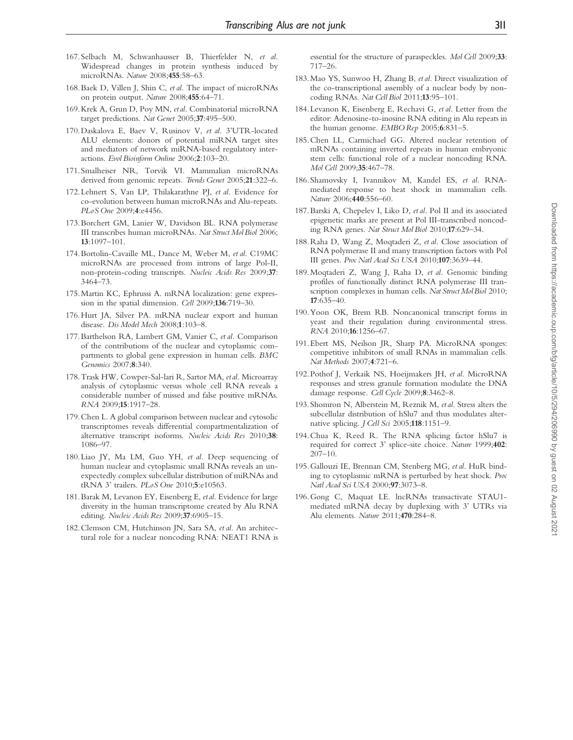167. Selbach M, Schwanhausser B, Thierfelder N, *et al*. Widespread changes in protein synthesis induced by microRNAs. *Nature* 2008;**455**:58–63.

168. Baek D, Villen J, Shin C, *et al*. The impact of microRNAs on protein output. *Nature* 2008;**455**:64–71.

169. Krek A, Grun D, Poy MN, *et al*. Combinatorial microRNA target predictions. *Nat Genet* 2005;**37**:495–500.

170. Daskalova E, Baev V, Rusinov V, *et al*. 3'UTR-located ALU elements: donors of potential miRNA target sites and mediators of network miRNA-based regulatory interactions. *Evol Bioinform Online* 2006;**2**:103–20.

171. Smalheiser NR, Torvik VI. Mammalian microRNAs derived from genomic repeats. *Trends Genet* 2005;**21**:322–6.

172. Lehnert S, Van LP, Thilakarathne PJ, *et al*. Evidence for co-evolution between human microRNAs and Alu-repeats. *PLoS One* 2009;**4**:e4456.

173. Borchert GM, Lanier W, Davidson BL. RNA polymerase III transcribes human microRNAs. *Nat Struct Mol Biol* 2006; **13**:1097–101.

174. Bortolin-Cavaille ML, Dance M, Weber M, *et al*. C19MC microRNAs are processed from introns of large Pol-II, non-protein-coding transcripts. *Nucleic Acids Res* 2009;**37**: 3464–73.

175. Martin KC, Ephrussi A. mRNA localization: gene expression in the spatial dimension. *Cell* 2009;**136**:719–30.

176. Hurt JA, Silver PA. mRNA nuclear export and human disease. *Dis Model Mech* 2008;**1**:103–8.

177. Barthelson RA, Lambert GM, Vanier C, *et al*. Comparison of the contributions of the nuclear and cytoplasmic compartments to global gene expression in human cells. *BMC Genomics* 2007;**8**:340.

178. Trask HW, Cowper-Sal-lari R, Sartor MA, *et al*. Microarray analysis of cytoplasmic versus whole cell RNA reveals a considerable number of missed and false positive mRNAs. *RNA* 2009;**15**:1917–28.

179. Chen L. A global comparison between nuclear and cytosolic transcriptomes reveals differential compartmentalization of alternative transcript isoforms. *Nucleic Acids Res* 2010;**38**: 1086–97.

180. Liao JY, Ma LM, Guo YH, *et al*. Deep sequencing of human nuclear and cytoplasmic small RNAs reveals an unexpectedly complex subcellular distribution of miRNAs and tRNA 3' trailers. *PLoS One* 2010;**5**:e10563.

181. Barak M, Levanon EY, Eisenberg E, *et al*. Evidence for large diversity in the human transcriptome created by Alu RNA editing. *Nucleic Acids Res* 2009;**37**:6905–15.

182. Clemson CM, Hutchinson JN, Sara SA, *et al*. An architectural role for a nuclear noncoding RNA: NEAT1 RNA is essential for the structure of paraspeckles. *Mol Cell* 2009;**33**: 717–26.

183. Mao YS, Sunwoo H, Zhang B, *et al*. Direct visualization of the co-transcriptional assembly of a nuclear body by noncoding RNAs. *Nat Cell Biol* 2011;**13**:95–101.

184. Levanon K, Eisenberg E, Rechavi G, *et al*. Letter from the editor: Adenosine-to-inosine RNA editing in Alu repeats in the human genome. *EMBO Rep* 2005;**6**:831–5.

185. Chen LL, Carmichael GG. Altered nuclear retention of mRNAs containing inverted repeats in human embryonic stem cells: functional role of a nuclear noncoding RNA. *Mol Cell* 2009;**35**:467–78.

186. Shamovsky I, Ivannikov M, Kandel ES, *et al*. RNA-mediated response to heat shock in mammalian cells. *Nature* 2006;**440**:556–60.

187. Barski A, Chepelev I, Liko D, *et al*. Pol II and its associated epigenetic marks are present at Pol III-transcribed noncoding RNA genes. *Nat Struct Mol Biol* 2010;**17**:629–34.

188. Raha D, Wang Z, Moqtaderi Z, *et al*. Close association of RNA polymerase II and many transcription factors with Pol III genes. *Proc Natl Acad Sci USA* 2010;**107**:3639–44.

189. Moqtaderi Z, Wang J, Raha D, *et al*. Genomic binding profiles of functionally distinct RNA polymerase III transcription complexes in human cells. *Nat Struct Mol Biol* 2010; **17**:635–40.

190. Yoon OK, Brem RB. Noncanonical transcript forms in yeast and their regulation during environmental stress. *RNA* 2010;**16**:1256–67.

191. Ebert MS, Neilson JR, Sharp PA. MicroRNA sponges: competitive inhibitors of small RNAs in mammalian cells. *Nat Methods* 2007;**4**:721–6.

192. Pothof J, Verkaik NS, Hoeijmakers JH, *et al*. MicroRNA responses and stress granule formation modulate the DNA damage response. *Cell Cycle* 2009;**8**:3462–8.

193. Shomron N, Alberstein M, Reznik M, *et al*. Stress alters the subcellular distribution of hSlu7 and thus modulates alternative splicing. *J Cell Sci* 2005;**118**:1151–9.

194. Chua K, Reed R. The RNA splicing factor hSlu7 is required for correct 3' splice-site choice. *Nature* 1999;**402**: 207–10.

195. Gallouzi IE, Brennan CM, Stenberg MG, *et al*. HuR binding to cytoplasmic mRNA is perturbed by heat shock. *Proc Natl Acad Sci USA* 2000;**97**:3073–8.

196. Gong C, Maquat LE. lncRNAs transactivate STAU1-mediated mRNA decay by duplexing with 3' UTRs via Alu elements. *Nature* 2011;**470**:284–8.